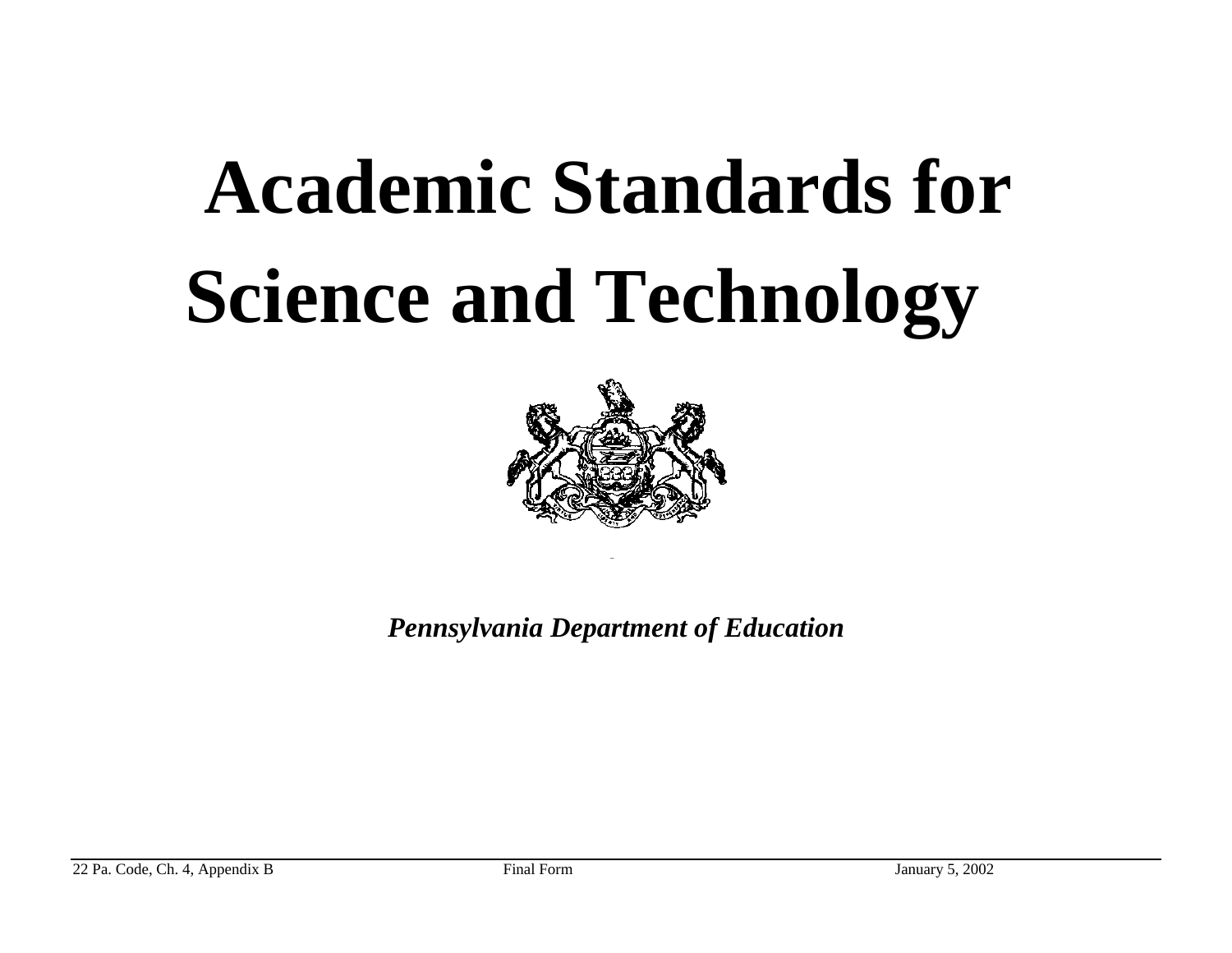# Academic Standards for Science and Technology

*Pennsylvania Department of Education*

22 Pa. Code, Ch. 4, Appendix B    Final Form    January 5, 2002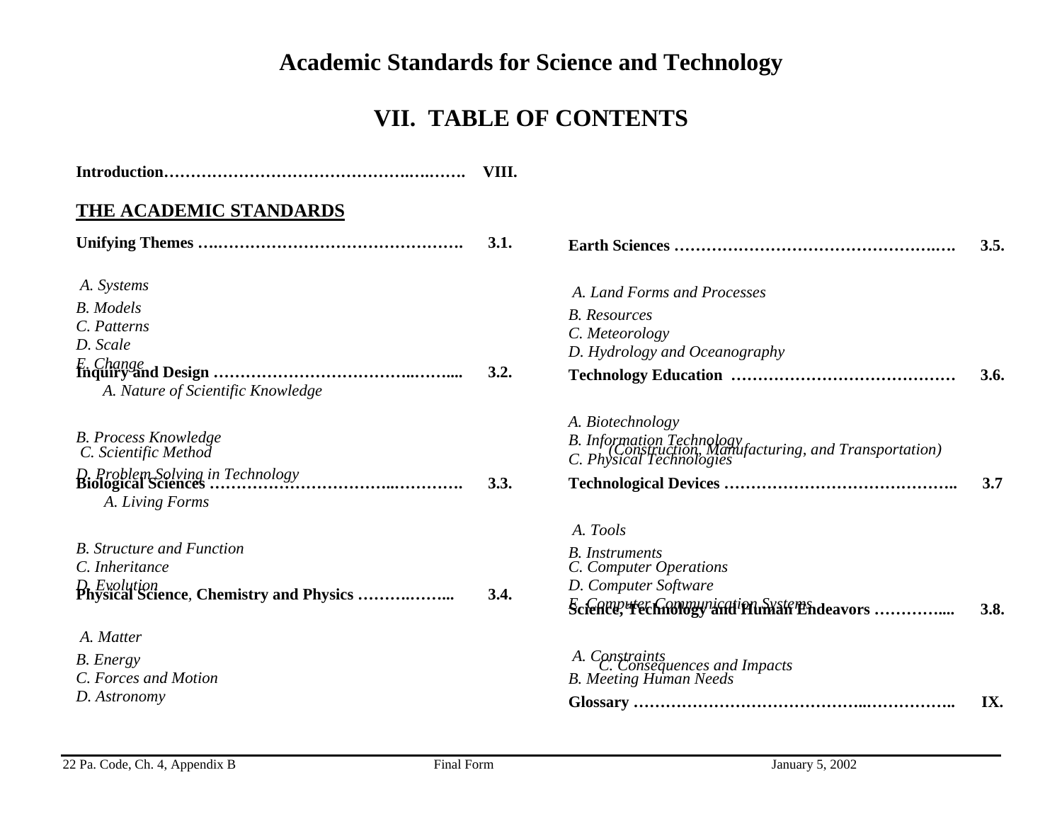# Academic Standards for Science and Technology

## VII. TABLE OF CONTENTS

**Introduction……………………………………….….……. VIII.**

**THE ACADEMIC STANDARDS**

**Unifying Themes ….………………………………………. 3.1.**

*A. Systems*
*B. Models*
*C. Patterns*
*D. Scale*
*E. Change*

**Inquiry and Design ………………………………..……..... 3.2.**

*A. Nature of Scientific Knowledge*
*B. Process Knowledge*
*C. Scientific Method*
*D. Problem Solving in Technology*

**Biological Sciences ……………………………..…………. 3.3.**

*A. Living Forms*
*B. Structure and Function*
*C. Inheritance*
*D. Evolution*

**Physical Science, Chemistry and Physics ……….……... 3.4.**

*A. Matter*
*B. Energy*
*C. Forces and Motion*
*D. Astronomy*

**Earth Sciences …………………………………………….…. 3.5.**

*A. Land Forms and Processes*
*B. Resources*
*C. Meteorology*
*D. Hydrology and Oceanography*

**Technology Education …………………………………… 3.6.**

*A. Biotechnology*
*B. Information Technology*
*C. Physical Technologies (Construction, Manufacturing, and Transportation)*

**Technological Devices …………………………………….. 3.7**

*A. Tools*
*B. Instruments*
*C. Computer Operations*
*D. Computer Software*
*E. Computer Communication Systems*

**Science, Technology and Human Endeavors …………..... 3.8.**

*A. Constraints*
*B. Meeting Human Needs*
*C. Consequences and Impacts*

**Glossary …………………………………..…………….. IX.**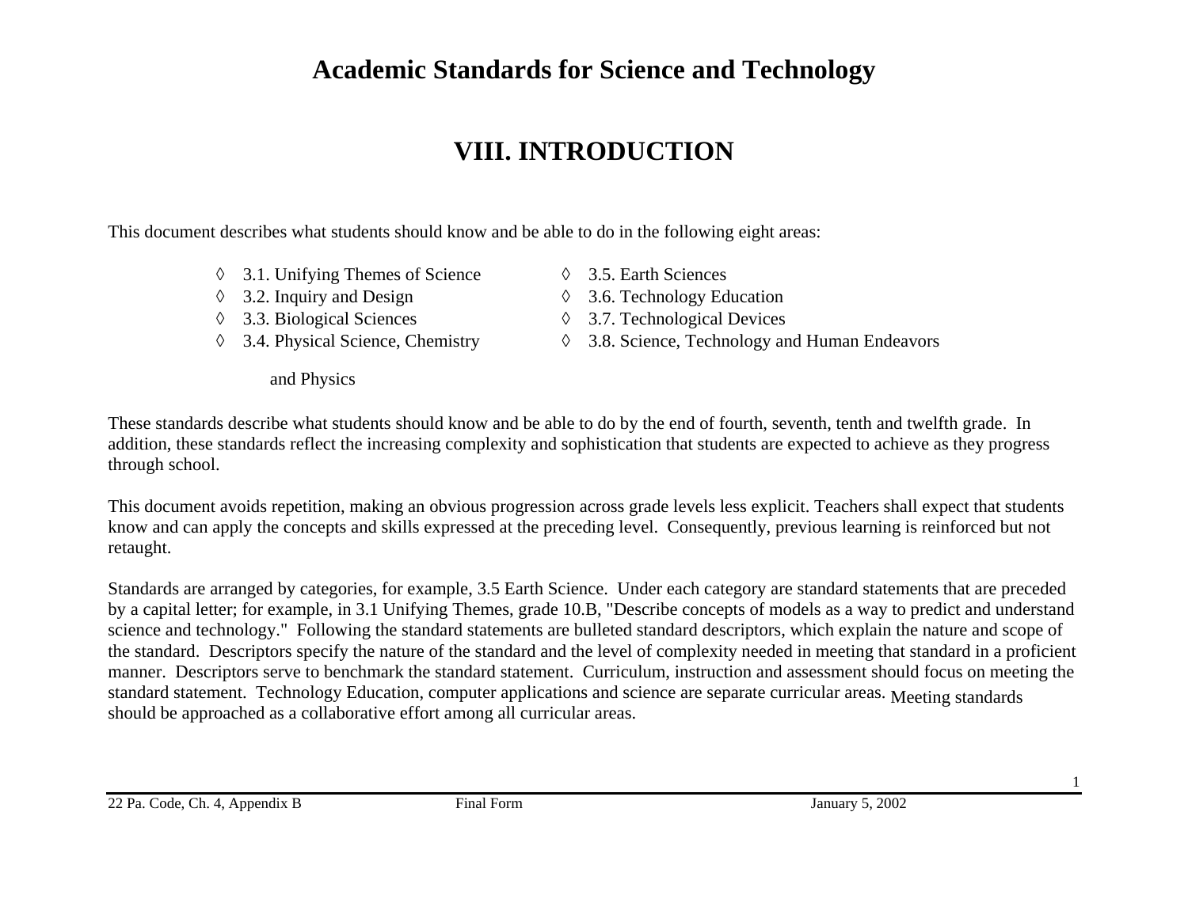# Academic Standards for Science and Technology

## VIII. INTRODUCTION

This document describes what students should know and be able to do in the following eight areas:

- ◊ 3.1. Unifying Themes of Science
- ◊ 3.2. Inquiry and Design
- ◊ 3.3. Biological Sciences
- ◊ 3.4. Physical Science, Chemistry and Physics
- ◊ 3.5. Earth Sciences
- ◊ 3.6. Technology Education
- ◊ 3.7. Technological Devices
- ◊ 3.8. Science, Technology and Human Endeavors

These standards describe what students should know and be able to do by the end of fourth, seventh, tenth and twelfth grade. In addition, these standards reflect the increasing complexity and sophistication that students are expected to achieve as they progress through school.

This document avoids repetition, making an obvious progression across grade levels less explicit. Teachers shall expect that students know and can apply the concepts and skills expressed at the preceding level. Consequently, previous learning is reinforced but not retaught.

Standards are arranged by categories, for example, 3.5 Earth Science. Under each category are standard statements that are preceded by a capital letter; for example, in 3.1 Unifying Themes, grade 10.B, "Describe concepts of models as a way to predict and understand science and technology." Following the standard statements are bulleted standard descriptors, which explain the nature and scope of the standard. Descriptors specify the nature of the standard and the level of complexity needed in meeting that standard in a proficient manner. Descriptors serve to benchmark the standard statement. Curriculum, instruction and assessment should focus on meeting the standard statement. Technology Education, computer applications and science are separate curricular areas. Meeting standards should be approached as a collaborative effort among all curricular areas.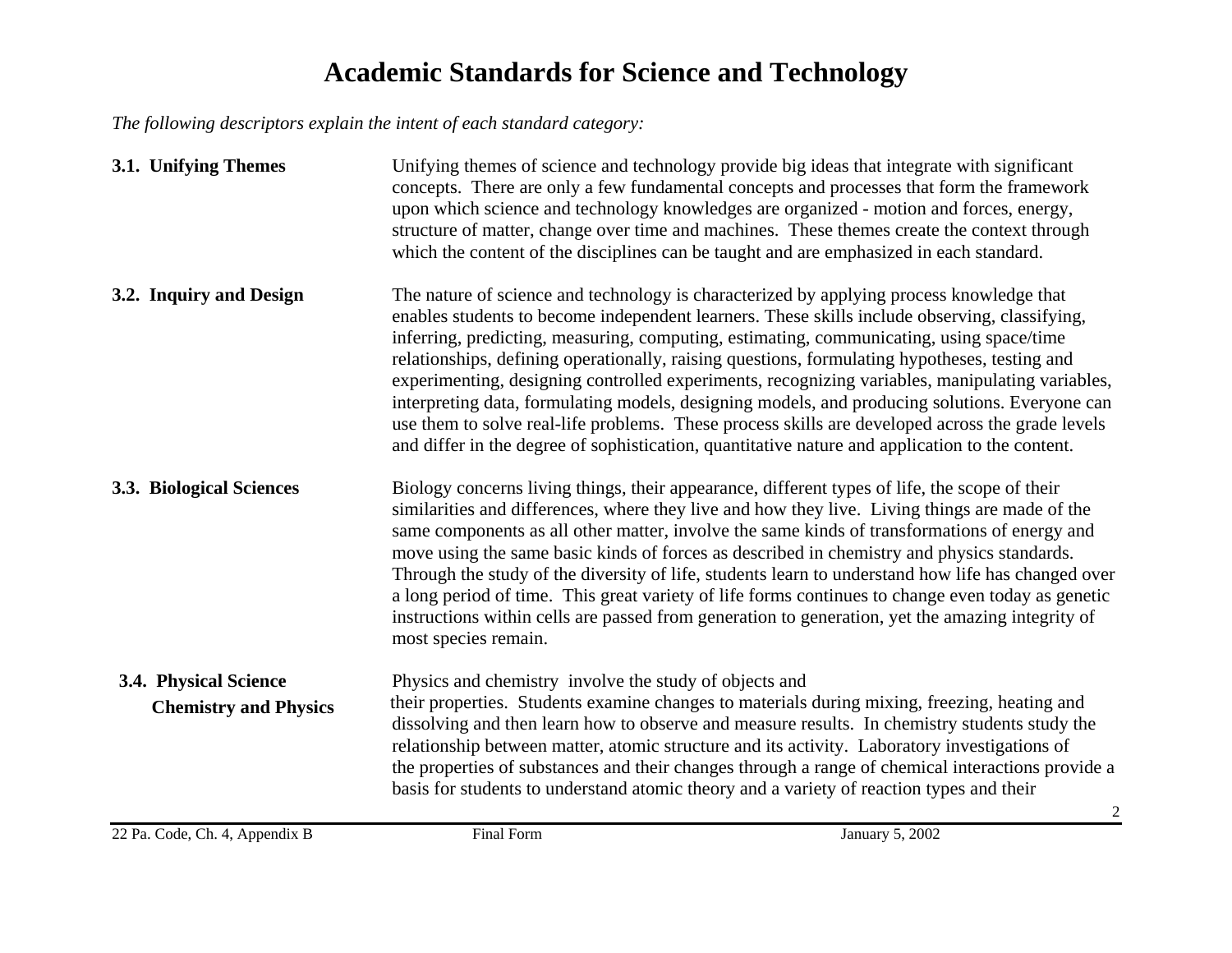# Academic Standards for Science and Technology

*The following descriptors explain the intent of each standard category:*

**3.1. Unifying Themes**

Unifying themes of science and technology provide big ideas that integrate with significant concepts. There are only a few fundamental concepts and processes that form the framework upon which science and technology knowledges are organized - motion and forces, energy, structure of matter, change over time and machines. These themes create the context through which the content of the disciplines can be taught and are emphasized in each standard.

**3.2. Inquiry and Design**

The nature of science and technology is characterized by applying process knowledge that enables students to become independent learners. These skills include observing, classifying, inferring, predicting, measuring, computing, estimating, communicating, using space/time relationships, defining operationally, raising questions, formulating hypotheses, testing and experimenting, designing controlled experiments, recognizing variables, manipulating variables, interpreting data, formulating models, designing models, and producing solutions. Everyone can use them to solve real-life problems. These process skills are developed across the grade levels and differ in the degree of sophistication, quantitative nature and application to the content.

**3.3. Biological Sciences**

Biology concerns living things, their appearance, different types of life, the scope of their similarities and differences, where they live and how they live. Living things are made of the same components as all other matter, involve the same kinds of transformations of energy and move using the same basic kinds of forces as described in chemistry and physics standards. Through the study of the diversity of life, students learn to understand how life has changed over a long period of time. This great variety of life forms continues to change even today as genetic instructions within cells are passed from generation to generation, yet the amazing integrity of most species remain.

**3.4. Physical Science Chemistry and Physics**

Physics and chemistry involve the study of objects and their properties. Students examine changes to materials during mixing, freezing, heating and dissolving and then learn how to observe and measure results. In chemistry students study the relationship between matter, atomic structure and its activity. Laboratory investigations of the properties of substances and their changes through a range of chemical interactions provide a basis for students to understand atomic theory and a variety of reaction types and their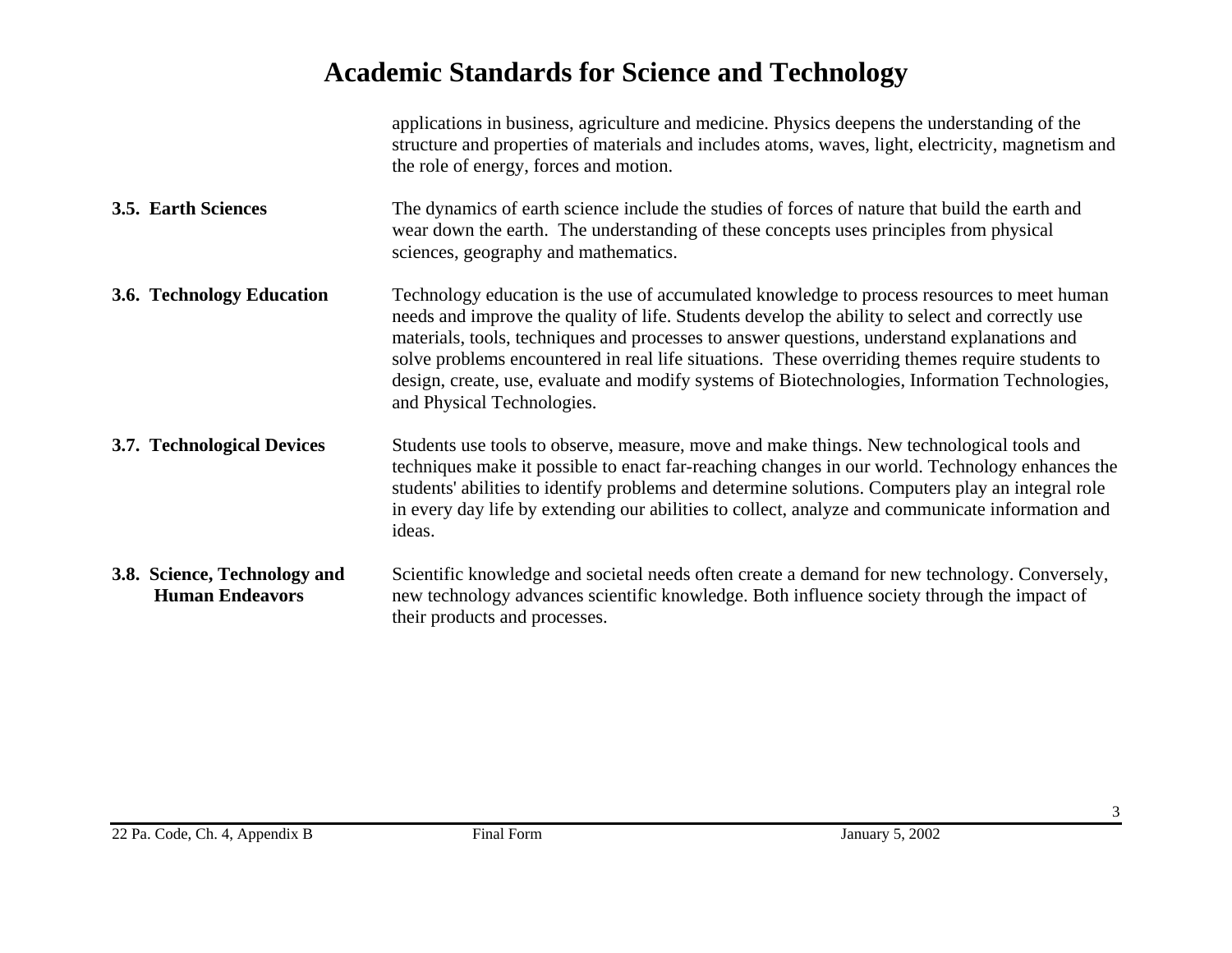applications in business, agriculture and medicine. Physics deepens the understanding of the structure and properties of materials and includes atoms, waves, light, electricity, magnetism and the role of energy, forces and motion.

**3.5. Earth Sciences**

The dynamics of earth science include the studies of forces of nature that build the earth and wear down the earth. The understanding of these concepts uses principles from physical sciences, geography and mathematics.

**3.6. Technology Education**

Technology education is the use of accumulated knowledge to process resources to meet human needs and improve the quality of life. Students develop the ability to select and correctly use materials, tools, techniques and processes to answer questions, understand explanations and solve problems encountered in real life situations. These overriding themes require students to design, create, use, evaluate and modify systems of Biotechnologies, Information Technologies, and Physical Technologies.

**3.7. Technological Devices**

Students use tools to observe, measure, move and make things. New technological tools and techniques make it possible to enact far-reaching changes in our world. Technology enhances the students' abilities to identify problems and determine solutions. Computers play an integral role in every day life by extending our abilities to collect, analyze and communicate information and ideas.

**3.8. Science, Technology and Human Endeavors**

Scientific knowledge and societal needs often create a demand for new technology. Conversely, new technology advances scientific knowledge. Both influence society through the impact of their products and processes.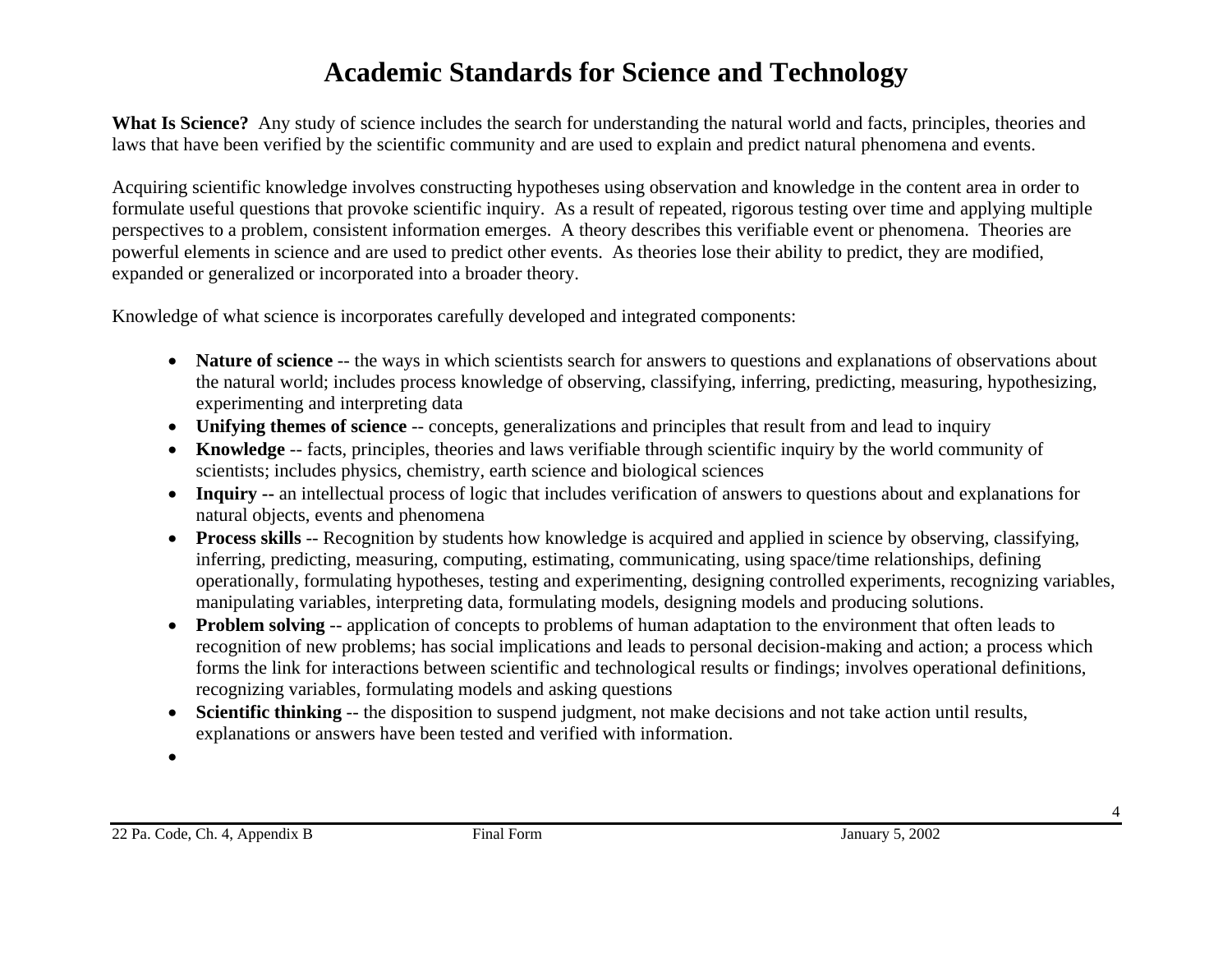# Academic Standards for Science and Technology

**What Is Science?** Any study of science includes the search for understanding the natural world and facts, principles, theories and laws that have been verified by the scientific community and are used to explain and predict natural phenomena and events.

Acquiring scientific knowledge involves constructing hypotheses using observation and knowledge in the content area in order to formulate useful questions that provoke scientific inquiry. As a result of repeated, rigorous testing over time and applying multiple perspectives to a problem, consistent information emerges. A theory describes this verifiable event or phenomena. Theories are powerful elements in science and are used to predict other events. As theories lose their ability to predict, they are modified, expanded or generalized or incorporated into a broader theory.

Knowledge of what science is incorporates carefully developed and integrated components:

- **Nature of science** -- the ways in which scientists search for answers to questions and explanations of observations about the natural world; includes process knowledge of observing, classifying, inferring, predicting, measuring, hypothesizing, experimenting and interpreting data
- **Unifying themes of science** -- concepts, generalizations and principles that result from and lead to inquiry
- **Knowledge** -- facts, principles, theories and laws verifiable through scientific inquiry by the world community of scientists; includes physics, chemistry, earth science and biological sciences
- **Inquiry --** an intellectual process of logic that includes verification of answers to questions about and explanations for natural objects, events and phenomena
- **Process skills** -- Recognition by students how knowledge is acquired and applied in science by observing, classifying, inferring, predicting, measuring, computing, estimating, communicating, using space/time relationships, defining operationally, formulating hypotheses, testing and experimenting, designing controlled experiments, recognizing variables, manipulating variables, interpreting data, formulating models, designing models and producing solutions.
- **Problem solving** -- application of concepts to problems of human adaptation to the environment that often leads to recognition of new problems; has social implications and leads to personal decision-making and action; a process which forms the link for interactions between scientific and technological results or findings; involves operational definitions, recognizing variables, formulating models and asking questions
- **Scientific thinking** -- the disposition to suspend judgment, not make decisions and not take action until results, explanations or answers have been tested and verified with information.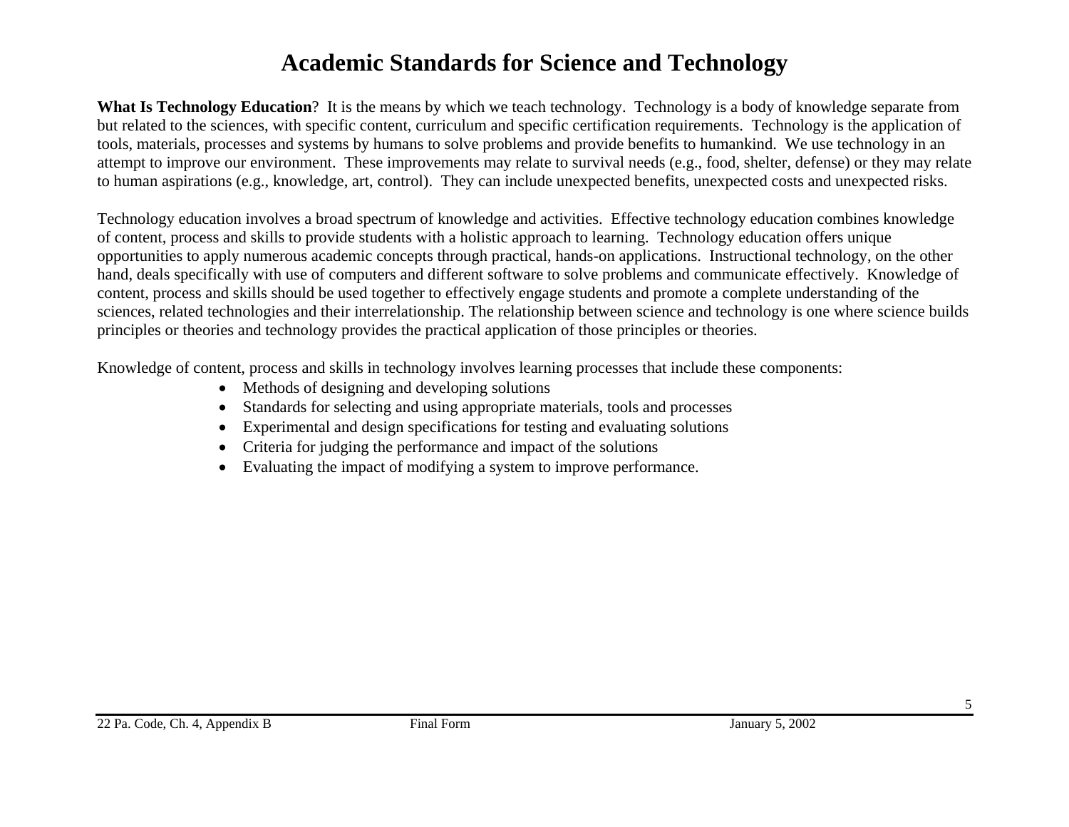# Academic Standards for Science and Technology

**What Is Technology Education**? It is the means by which we teach technology. Technology is a body of knowledge separate from but related to the sciences, with specific content, curriculum and specific certification requirements. Technology is the application of tools, materials, processes and systems by humans to solve problems and provide benefits to humankind. We use technology in an attempt to improve our environment. These improvements may relate to survival needs (e.g., food, shelter, defense) or they may relate to human aspirations (e.g., knowledge, art, control). They can include unexpected benefits, unexpected costs and unexpected risks.

Technology education involves a broad spectrum of knowledge and activities. Effective technology education combines knowledge of content, process and skills to provide students with a holistic approach to learning. Technology education offers unique opportunities to apply numerous academic concepts through practical, hands-on applications. Instructional technology, on the other hand, deals specifically with use of computers and different software to solve problems and communicate effectively. Knowledge of content, process and skills should be used together to effectively engage students and promote a complete understanding of the sciences, related technologies and their interrelationship. The relationship between science and technology is one where science builds principles or theories and technology provides the practical application of those principles or theories.

Knowledge of content, process and skills in technology involves learning processes that include these components:

- Methods of designing and developing solutions
- Standards for selecting and using appropriate materials, tools and processes
- Experimental and design specifications for testing and evaluating solutions
- Criteria for judging the performance and impact of the solutions
- Evaluating the impact of modifying a system to improve performance.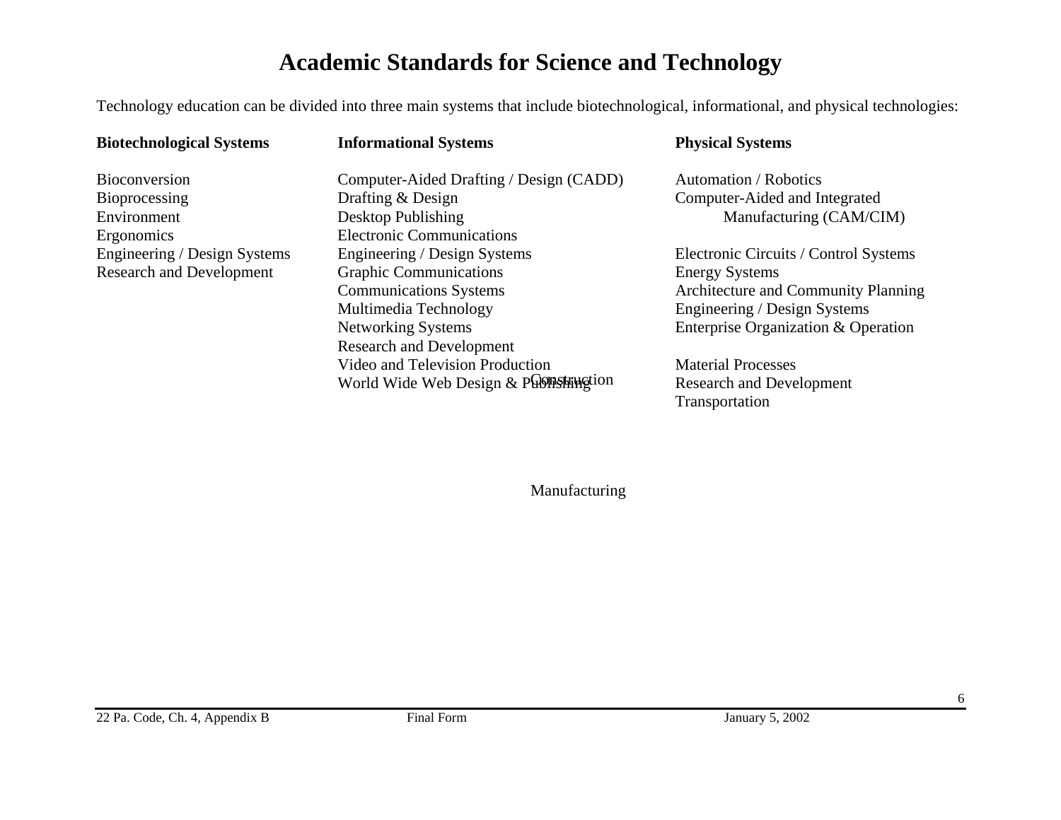# Academic Standards for Science and Technology

Technology education can be divided into three main systems that include biotechnological, informational, and physical technologies:

**Biotechnological Systems**

Bioconversion
Bioprocessing
Environment
Ergonomics
Engineering / Design Systems
Research and Development

**Informational Systems**

Computer-Aided Drafting / Design (CADD)
Drafting & Design
Desktop Publishing
Electronic Communications
Engineering / Design Systems
Graphic Communications
Communications Systems
Multimedia Technology
Networking Systems
Research and Development
Video and Television Production
World Wide Web Design & Publishing

**Physical Systems**

Automation / Robotics
Computer-Aided and Integrated Manufacturing (CAM/CIM)
Construction
Electronic Circuits / Control Systems
Energy Systems
Architecture and Community Planning
Engineering / Design Systems
Enterprise Organization & Operation
Manufacturing
Material Processes
Research and Development
Transportation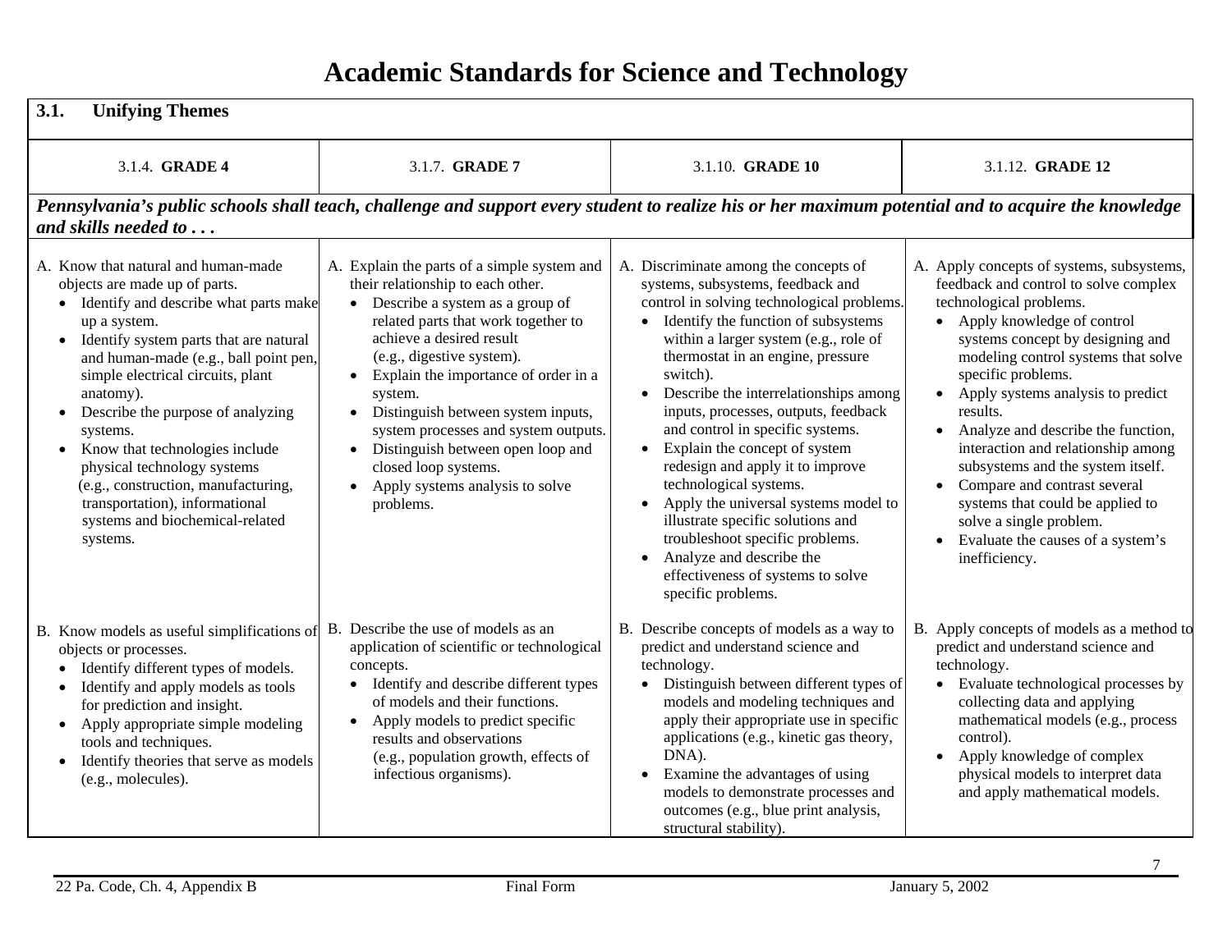# Academic Standards for Science and Technology

| 3.1. Unifying Themes | | | |
|---|---|---|---|
| 3.1.4. **GRADE 4** | 3.1.7. **GRADE 7** | 3.1.10. **GRADE 10** | 3.1.12. **GRADE 12** |
| ***Pennsylvania's public schools shall teach, challenge and support every student to realize his or her maximum potential and to acquire the knowledge and skills needed to . . .*** | | | |
| A. Know that natural and human-made objects are made up of parts.<br>• Identify and describe what parts make up a system.<br>• Identify system parts that are natural and human-made (e.g., ball point pen, simple electrical circuits, plant anatomy).<br>• Describe the purpose of analyzing systems.<br>• Know that technologies include physical technology systems (e.g., construction, manufacturing, transportation), informational systems and biochemical-related systems. | A. Explain the parts of a simple system and their relationship to each other.<br>• Describe a system as a group of related parts that work together to achieve a desired result (e.g., digestive system).<br>• Explain the importance of order in a system.<br>• Distinguish between system inputs, system processes and system outputs.<br>• Distinguish between open loop and closed loop systems.<br>• Apply systems analysis to solve problems. | A. Discriminate among the concepts of systems, subsystems, feedback and control in solving technological problems.<br>• Identify the function of subsystems within a larger system (e.g., role of thermostat in an engine, pressure switch).<br>• Describe the interrelationships among inputs, processes, outputs, feedback and control in specific systems.<br>• Explain the concept of system redesign and apply it to improve technological systems.<br>• Apply the universal systems model to illustrate specific solutions and troubleshoot specific problems.<br>• Analyze and describe the effectiveness of systems to solve specific problems. | A. Apply concepts of systems, subsystems, feedback and control to solve complex technological problems.<br>• Apply knowledge of control systems concept by designing and modeling control systems that solve specific problems.<br>• Apply systems analysis to predict results.<br>• Analyze and describe the function, interaction and relationship among subsystems and the system itself.<br>• Compare and contrast several systems that could be applied to solve a single problem.<br>• Evaluate the causes of a system's inefficiency. |
| B. Know models as useful simplifications of objects or processes.<br>• Identify different types of models.<br>• Identify and apply models as tools for prediction and insight.<br>• Apply appropriate simple modeling tools and techniques.<br>• Identify theories that serve as models (e.g., molecules). | B. Describe the use of models as an application of scientific or technological concepts.<br>• Identify and describe different types of models and their functions.<br>• Apply models to predict specific results and observations (e.g., population growth, effects of infectious organisms). | B. Describe concepts of models as a way to predict and understand science and technology.<br>• Distinguish between different types of models and modeling techniques and apply their appropriate use in specific applications (e.g., kinetic gas theory, DNA).<br>• Examine the advantages of using models to demonstrate processes and outcomes (e.g., blue print analysis, structural stability). | B. Apply concepts of models as a method to predict and understand science and technology.<br>• Evaluate technological processes by collecting data and applying mathematical models (e.g., process control).<br>• Apply knowledge of complex physical models to interpret data and apply mathematical models. |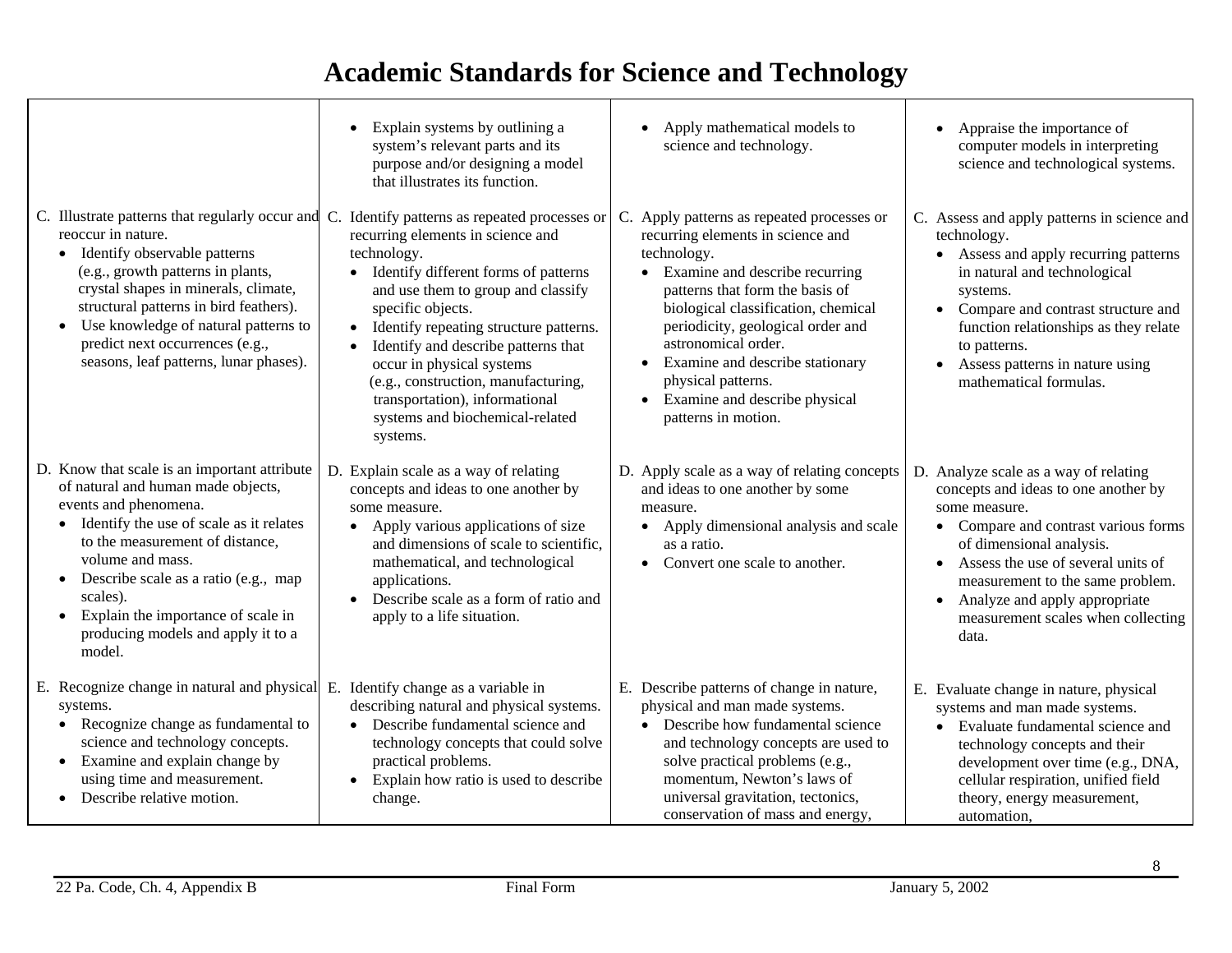# Academic Standards for Science and Technology

| | | | |
|---|---|---|---|
| | • Explain systems by outlining a system's relevant parts and its purpose and/or designing a model that illustrates its function. | • Apply mathematical models to science and technology. | • Appraise the importance of computer models in interpreting science and technological systems. |
| C. Illustrate patterns that regularly occur and reoccur in nature.<br>• Identify observable patterns (e.g., growth patterns in plants, crystal shapes in minerals, climate, structural patterns in bird feathers).<br>• Use knowledge of natural patterns to predict next occurrences (e.g., seasons, leaf patterns, lunar phases). | C. Identify patterns as repeated processes or recurring elements in science and technology.<br>• Identify different forms of patterns and use them to group and classify specific objects.<br>• Identify repeating structure patterns.<br>• Identify and describe patterns that occur in physical systems (e.g., construction, manufacturing, transportation), informational systems and biochemical-related systems. | C. Apply patterns as repeated processes or recurring elements in science and technology.<br>• Examine and describe recurring patterns that form the basis of biological classification, chemical periodicity, geological order and astronomical order.<br>• Examine and describe stationary physical patterns.<br>• Examine and describe physical patterns in motion. | C. Assess and apply patterns in science and technology.<br>• Assess and apply recurring patterns in natural and technological systems.<br>• Compare and contrast structure and function relationships as they relate to patterns.<br>• Assess patterns in nature using mathematical formulas. |
| D. Know that scale is an important attribute of natural and human made objects, events and phenomena.<br>• Identify the use of scale as it relates to the measurement of distance, volume and mass.<br>• Describe scale as a ratio (e.g., map scales).<br>• Explain the importance of scale in producing models and apply it to a model. | D. Explain scale as a way of relating concepts and ideas to one another by some measure.<br>• Apply various applications of size and dimensions of scale to scientific, mathematical, and technological applications.<br>• Describe scale as a form of ratio and apply to a life situation. | D. Apply scale as a way of relating concepts and ideas to one another by some measure.<br>• Apply dimensional analysis and scale as a ratio.<br>• Convert one scale to another. | D. Analyze scale as a way of relating concepts and ideas to one another by some measure.<br>• Compare and contrast various forms of dimensional analysis.<br>• Assess the use of several units of measurement to the same problem.<br>• Analyze and apply appropriate measurement scales when collecting data. |
| E. Recognize change in natural and physical systems.<br>• Recognize change as fundamental to science and technology concepts.<br>• Examine and explain change by using time and measurement.<br>• Describe relative motion. | E. Identify change as a variable in describing natural and physical systems.<br>• Describe fundamental science and technology concepts that could solve practical problems.<br>• Explain how ratio is used to describe change. | E. Describe patterns of change in nature, physical and man made systems.<br>• Describe how fundamental science and technology concepts are used to solve practical problems (e.g., momentum, Newton's laws of universal gravitation, tectonics, conservation of mass and energy, | E. Evaluate change in nature, physical systems and man made systems.<br>• Evaluate fundamental science and technology concepts and their development over time (e.g., DNA, cellular respiration, unified field theory, energy measurement, automation, |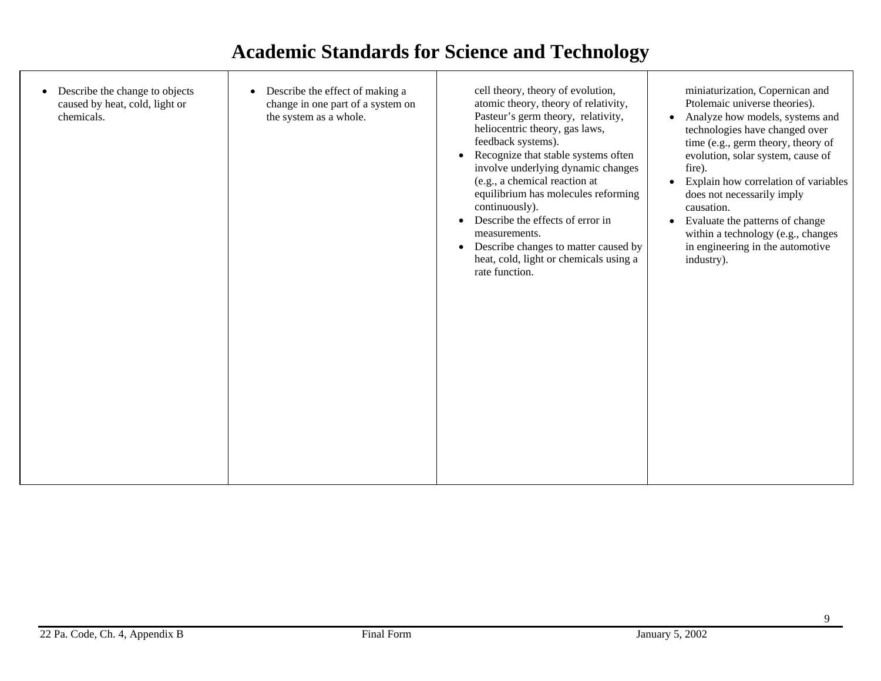# Academic Standards for Science and Technology

| | | | |
|---|---|---|---|
| • Describe the change to objects caused by heat, cold, light or chemicals. | • Describe the effect of making a change in one part of a system on the system as a whole. | cell theory, theory of evolution, atomic theory, theory of relativity, Pasteur's germ theory, relativity, heliocentric theory, gas laws, feedback systems).<br>• Recognize that stable systems often involve underlying dynamic changes (e.g., a chemical reaction at equilibrium has molecules reforming continuously).<br>• Describe the effects of error in measurements.<br>• Describe changes to matter caused by heat, cold, light or chemicals using a rate function. | miniaturization, Copernican and Ptolemaic universe theories).<br>• Analyze how models, systems and technologies have changed over time (e.g., germ theory, theory of evolution, solar system, cause of fire).<br>• Explain how correlation of variables does not necessarily imply causation.<br>• Evaluate the patterns of change within a technology (e.g., changes in engineering in the automotive industry). |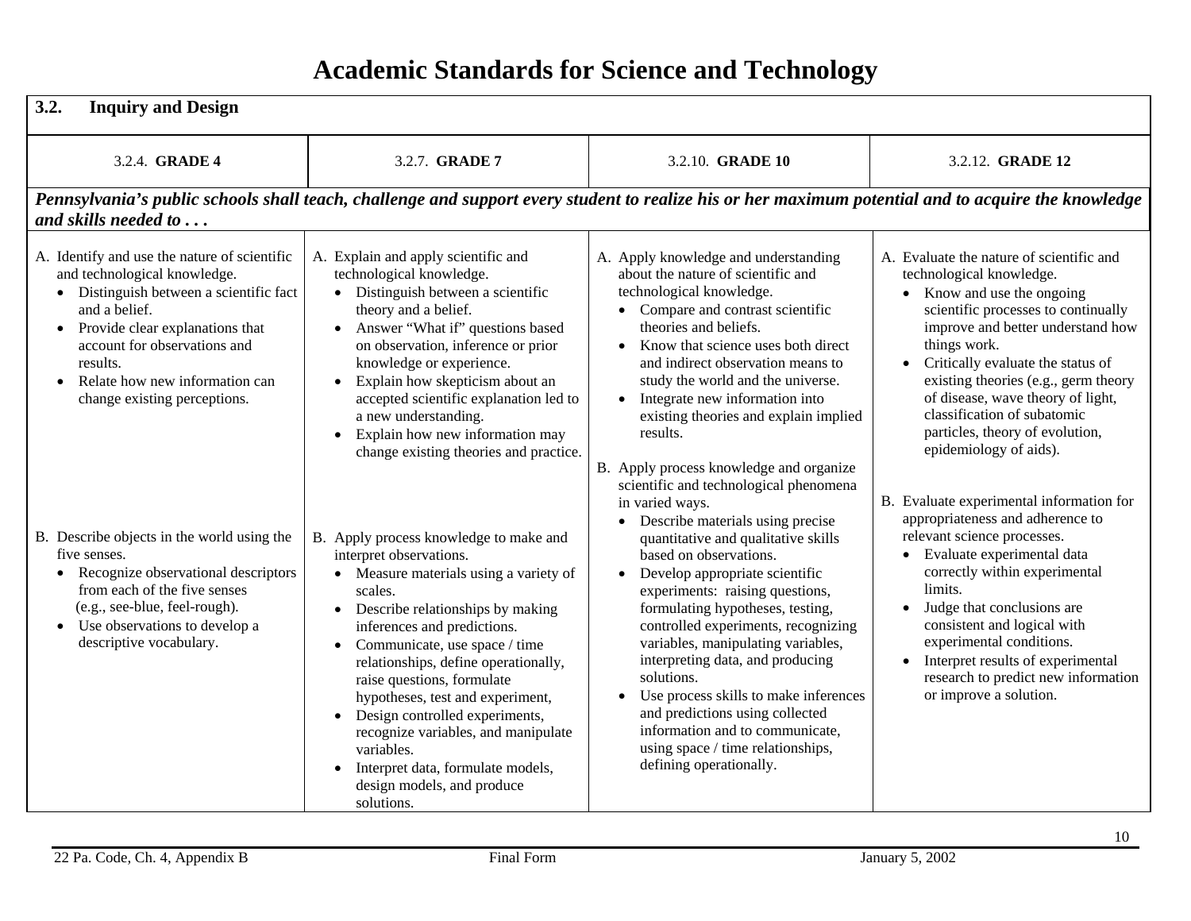# Academic Standards for Science and Technology

## 3.2. Inquiry and Design

| 3.2.4. **GRADE 4** | 3.2.7. **GRADE 7** | 3.2.10. **GRADE 10** | 3.2.12. **GRADE 12** |
|---|---|---|---|
| ***Pennsylvania's public schools shall teach, challenge and support every student to realize his or her maximum potential and to acquire the knowledge and skills needed to . . .*** | | | |
| A. Identify and use the nature of scientific and technological knowledge. <br>• Distinguish between a scientific fact and a belief. <br>• Provide clear explanations that account for observations and results. <br>• Relate how new information can change existing perceptions. | A. Explain and apply scientific and technological knowledge. <br>• Distinguish between a scientific theory and a belief. <br>• Answer "What if" questions based on observation, inference or prior knowledge or experience. <br>• Explain how skepticism about an accepted scientific explanation led to a new understanding. <br>• Explain how new information may change existing theories and practice. | A. Apply knowledge and understanding about the nature of scientific and technological knowledge. <br>• Compare and contrast scientific theories and beliefs. <br>• Know that science uses both direct and indirect observation means to study the world and the universe. <br>• Integrate new information into existing theories and explain implied results. | A. Evaluate the nature of scientific and technological knowledge. <br>• Know and use the ongoing scientific processes to continually improve and better understand how things work. <br>• Critically evaluate the status of existing theories (e.g., germ theory of disease, wave theory of light, classification of subatomic particles, theory of evolution, epidemiology of aids). |
| B. Describe objects in the world using the five senses. <br>• Recognize observational descriptors from each of the five senses (e.g., see-blue, feel-rough). <br>• Use observations to develop a descriptive vocabulary. | B. Apply process knowledge to make and interpret observations. <br>• Measure materials using a variety of scales. <br>• Describe relationships by making inferences and predictions. <br>• Communicate, use space / time relationships, define operationally, raise questions, formulate hypotheses, test and experiment, <br>• Design controlled experiments, recognize variables, and manipulate variables. <br>• Interpret data, formulate models, design models, and produce solutions. | B. Apply process knowledge and organize scientific and technological phenomena in varied ways. <br>• Describe materials using precise quantitative and qualitative skills based on observations. <br>• Develop appropriate scientific experiments: raising questions, formulating hypotheses, testing, controlled experiments, recognizing variables, manipulating variables, interpreting data, and producing solutions. <br>• Use process skills to make inferences and predictions using collected information and to communicate, using space / time relationships, defining operationally. | B. Evaluate experimental information for appropriateness and adherence to relevant science processes. <br>• Evaluate experimental data correctly within experimental limits. <br>• Judge that conclusions are consistent and logical with experimental conditions. <br>• Interpret results of experimental research to predict new information or improve a solution. |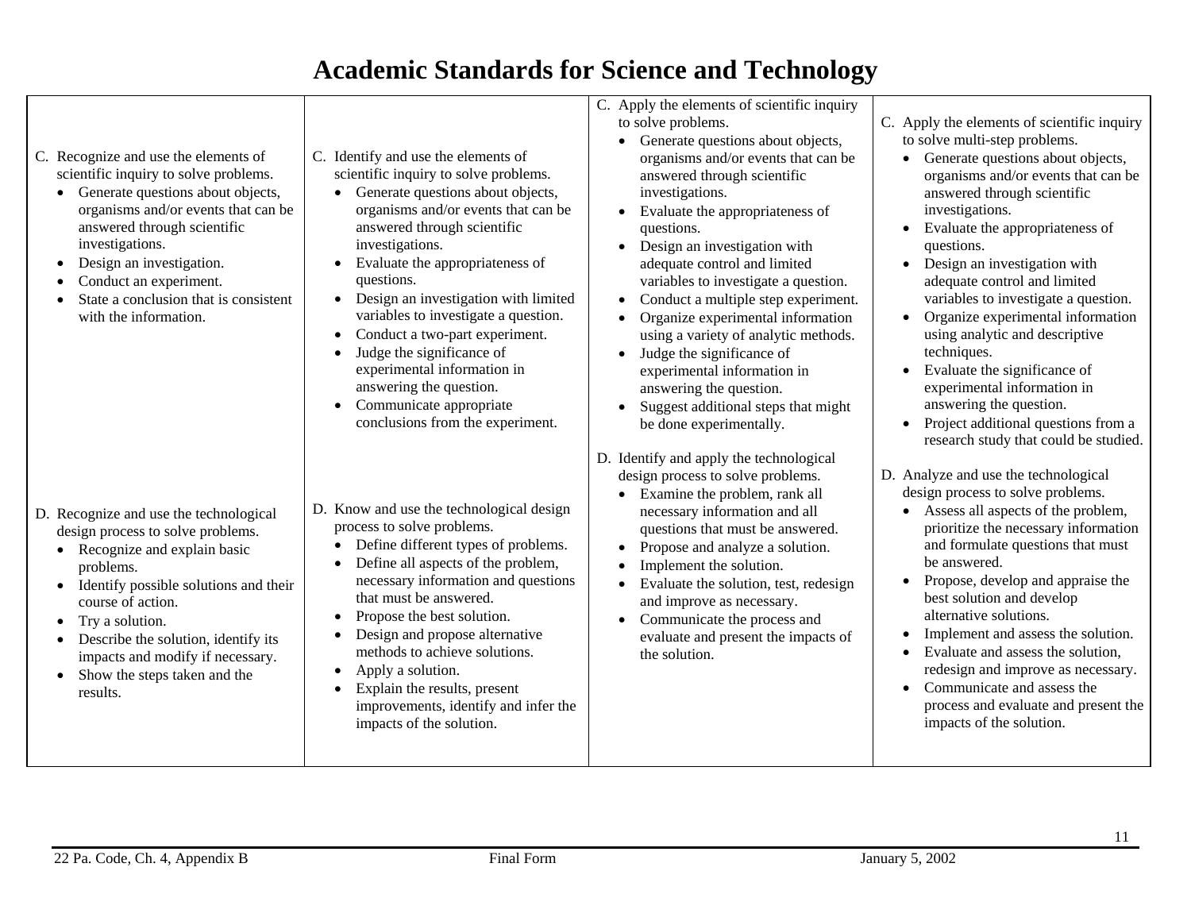# Academic Standards for Science and Technology

| | | | |
|---|---|---|---|
| C. Recognize and use the elements of scientific inquiry to solve problems.<br>• Generate questions about objects, organisms and/or events that can be answered through scientific investigations.<br>• Design an investigation.<br>• Conduct an experiment.<br>• State a conclusion that is consistent with the information. | C. Identify and use the elements of scientific inquiry to solve problems.<br>• Generate questions about objects, organisms and/or events that can be answered through scientific investigations.<br>• Evaluate the appropriateness of questions.<br>• Design an investigation with limited variables to investigate a question.<br>• Conduct a two-part experiment.<br>• Judge the significance of experimental information in answering the question.<br>• Communicate appropriate conclusions from the experiment. | C. Apply the elements of scientific inquiry to solve problems.<br>• Generate questions about objects, organisms and/or events that can be answered through scientific investigations.<br>• Evaluate the appropriateness of questions.<br>• Design an investigation with adequate control and limited variables to investigate a question.<br>• Conduct a multiple step experiment.<br>• Organize experimental information using a variety of analytic methods.<br>• Judge the significance of experimental information in answering the question.<br>• Suggest additional steps that might be done experimentally. | C. Apply the elements of scientific inquiry to solve multi-step problems.<br>• Generate questions about objects, organisms and/or events that can be answered through scientific investigations.<br>• Evaluate the appropriateness of questions.<br>• Design an investigation with adequate control and limited variables to investigate a question.<br>• Organize experimental information using analytic and descriptive techniques.<br>• Evaluate the significance of experimental information in answering the question.<br>• Project additional questions from a research study that could be studied. |
| D. Recognize and use the technological design process to solve problems.<br>• Recognize and explain basic problems.<br>• Identify possible solutions and their course of action.<br>• Try a solution.<br>• Describe the solution, identify its impacts and modify if necessary.<br>• Show the steps taken and the results. | D. Know and use the technological design process to solve problems.<br>• Define different types of problems.<br>• Define all aspects of the problem, necessary information and questions that must be answered.<br>• Propose the best solution.<br>• Design and propose alternative methods to achieve solutions.<br>• Apply a solution.<br>• Explain the results, present improvements, identify and infer the impacts of the solution. | D. Identify and apply the technological design process to solve problems.<br>• Examine the problem, rank all necessary information and all questions that must be answered.<br>• Propose and analyze a solution.<br>• Implement the solution.<br>• Evaluate the solution, test, redesign and improve as necessary.<br>• Communicate the process and evaluate and present the impacts of the solution. | D. Analyze and use the technological design process to solve problems.<br>• Assess all aspects of the problem, prioritize the necessary information and formulate questions that must be answered.<br>• Propose, develop and appraise the best solution and develop alternative solutions.<br>• Implement and assess the solution.<br>• Evaluate and assess the solution, redesign and improve as necessary.<br>• Communicate and assess the process and evaluate and present the impacts of the solution. |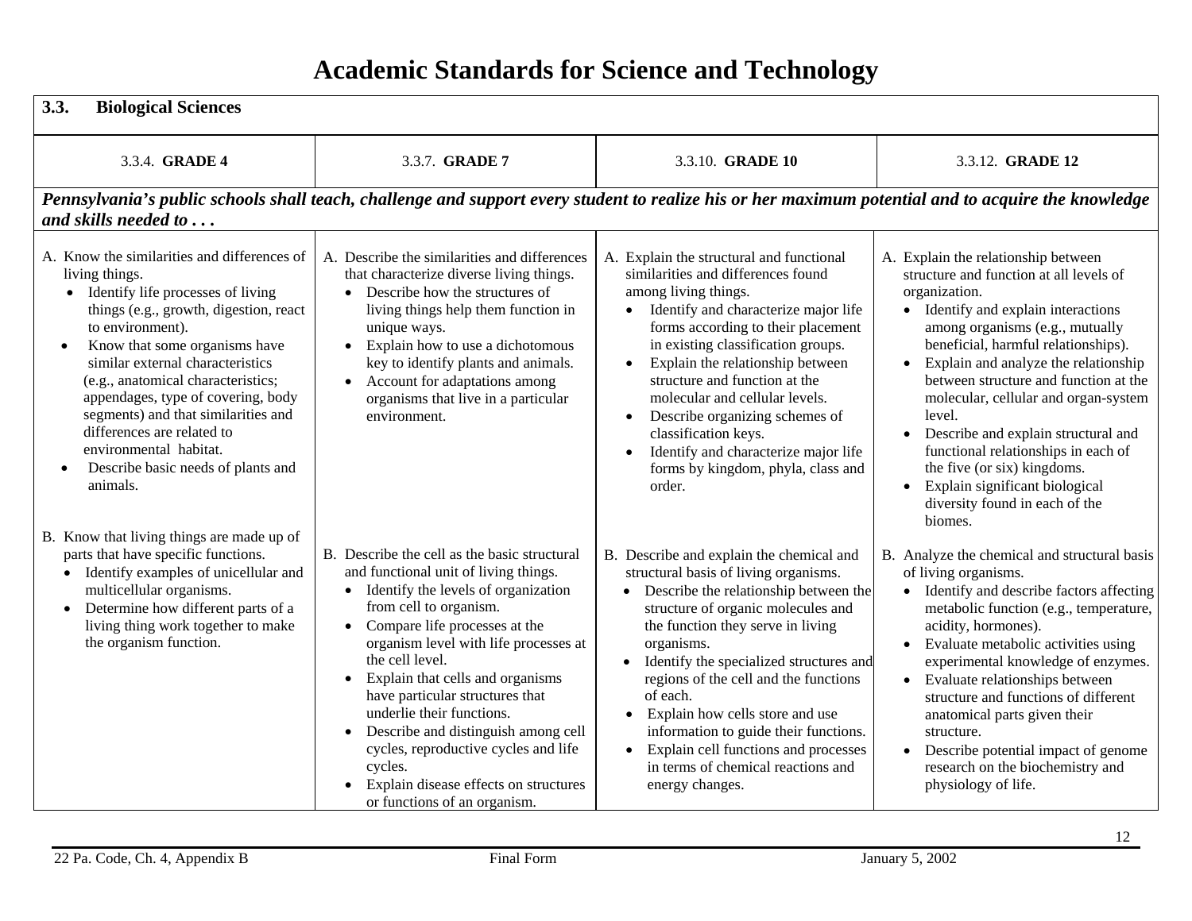# Academic Standards for Science and Technology

| **3.3. Biological Sciences** | | | |
|---|---|---|---|
| 3.3.4. **GRADE 4** | 3.3.7. **GRADE 7** | 3.3.10. **GRADE 10** | 3.3.12. **GRADE 12** |
| ***Pennsylvania's public schools shall teach, challenge and support every student to realize his or her maximum potential and to acquire the knowledge and skills needed to . . .*** | | | |
| A. Know the similarities and differences of living things.<br>• Identify life processes of living things (e.g., growth, digestion, react to environment).<br>• Know that some organisms have similar external characteristics (e.g., anatomical characteristics; appendages, type of covering, body segments) and that similarities and differences are related to environmental habitat.<br>• Describe basic needs of plants and animals. | A. Describe the similarities and differences that characterize diverse living things.<br>• Describe how the structures of living things help them function in unique ways.<br>• Explain how to use a dichotomous key to identify plants and animals.<br>• Account for adaptations among organisms that live in a particular environment. | A. Explain the structural and functional similarities and differences found among living things.<br>• Identify and characterize major life forms according to their placement in existing classification groups.<br>• Explain the relationship between structure and function at the molecular and cellular levels.<br>• Describe organizing schemes of classification keys.<br>• Identify and characterize major life forms by kingdom, phyla, class and order. | A. Explain the relationship between structure and function at all levels of organization.<br>• Identify and explain interactions among organisms (e.g., mutually beneficial, harmful relationships).<br>• Explain and analyze the relationship between structure and function at the molecular, cellular and organ-system level.<br>• Describe and explain structural and functional relationships in each of the five (or six) kingdoms.<br>• Explain significant biological diversity found in each of the biomes. |
| B. Know that living things are made up of parts that have specific functions.<br>• Identify examples of unicellular and multicellular organisms.<br>• Determine how different parts of a living thing work together to make the organism function. | B. Describe the cell as the basic structural and functional unit of living things.<br>• Identify the levels of organization from cell to organism.<br>• Compare life processes at the organism level with life processes at the cell level.<br>• Explain that cells and organisms have particular structures that underlie their functions.<br>• Describe and distinguish among cell cycles, reproductive cycles and life cycles.<br>• Explain disease effects on structures or functions of an organism. | B. Describe and explain the chemical and structural basis of living organisms.<br>• Describe the relationship between the structure of organic molecules and the function they serve in living organisms.<br>• Identify the specialized structures and regions of the cell and the functions of each.<br>• Explain how cells store and use information to guide their functions.<br>• Explain cell functions and processes in terms of chemical reactions and energy changes. | B. Analyze the chemical and structural basis of living organisms.<br>• Identify and describe factors affecting metabolic function (e.g., temperature, acidity, hormones).<br>• Evaluate metabolic activities using experimental knowledge of enzymes.<br>• Evaluate relationships between structure and functions of different anatomical parts given their structure.<br>• Describe potential impact of genome research on the biochemistry and physiology of life. |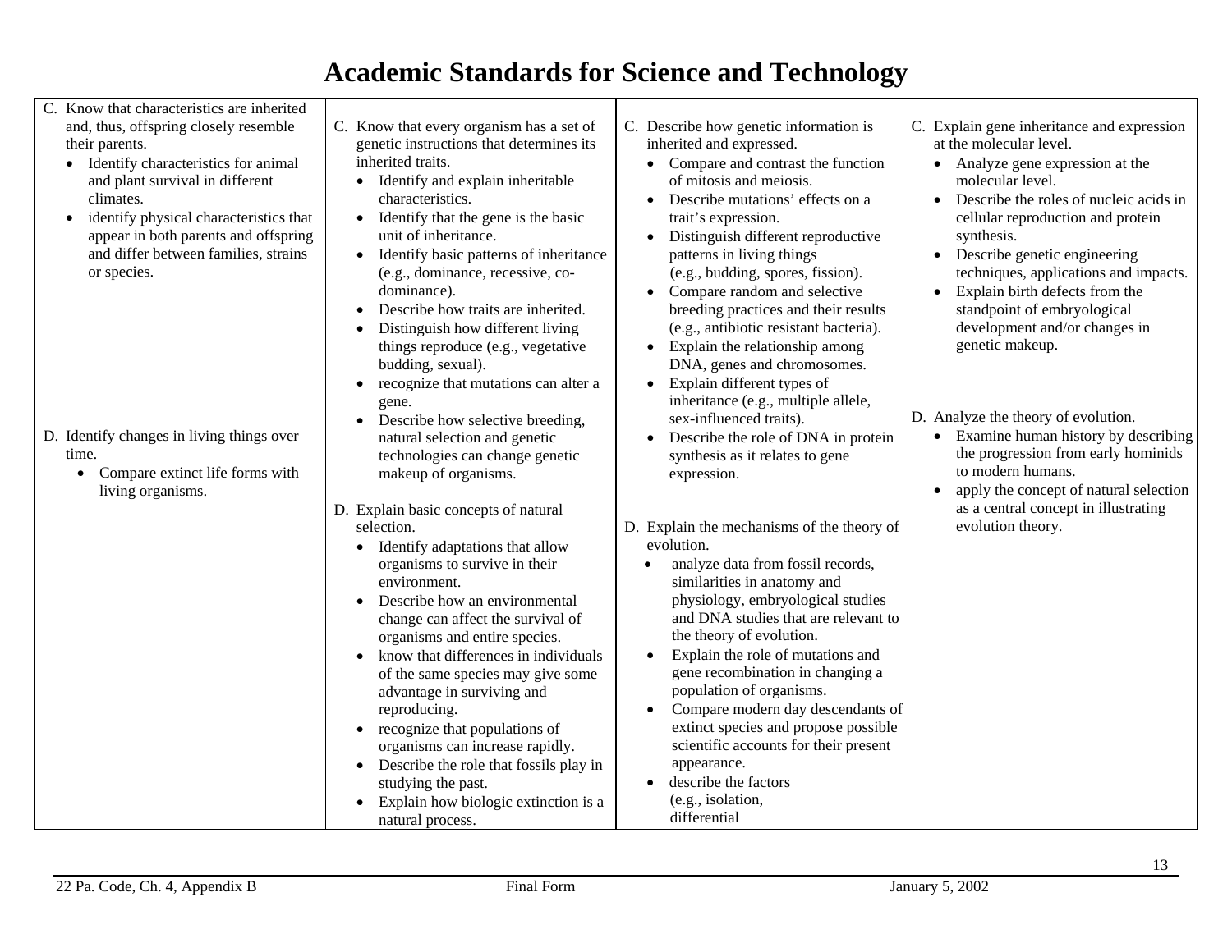# Academic Standards for Science and Technology

| | | | |
|---|---|---|---|
| C. Know that characteristics are inherited and, thus, offspring closely resemble their parents.<br>• Identify characteristics for animal and plant survival in different climates.<br>• identify physical characteristics that appear in both parents and offspring and differ between families, strains or species. | C. Know that every organism has a set of genetic instructions that determines its inherited traits.<br>• Identify and explain inheritable characteristics.<br>• Identify that the gene is the basic unit of inheritance.<br>• Identify basic patterns of inheritance (e.g., dominance, recessive, co-dominance).<br>• Describe how traits are inherited.<br>• Distinguish how different living things reproduce (e.g., vegetative budding, sexual).<br>• recognize that mutations can alter a gene.<br>• Describe how selective breeding, natural selection and genetic technologies can change genetic makeup of organisms. | C. Describe how genetic information is inherited and expressed.<br>• Compare and contrast the function of mitosis and meiosis.<br>• Describe mutations' effects on a trait's expression.<br>• Distinguish different reproductive patterns in living things (e.g., budding, spores, fission).<br>• Compare random and selective breeding practices and their results (e.g., antibiotic resistant bacteria).<br>• Explain the relationship among DNA, genes and chromosomes.<br>• Explain different types of inheritance (e.g., multiple allele, sex-influenced traits).<br>• Describe the role of DNA in protein synthesis as it relates to gene expression. | C. Explain gene inheritance and expression at the molecular level.<br>• Analyze gene expression at the molecular level.<br>• Describe the roles of nucleic acids in cellular reproduction and protein synthesis.<br>• Describe genetic engineering techniques, applications and impacts.<br>• Explain birth defects from the standpoint of embryological development and/or changes in genetic makeup. |
| D. Identify changes in living things over time.<br>• Compare extinct life forms with living organisms. | D. Explain basic concepts of natural selection.<br>• Identify adaptations that allow organisms to survive in their environment.<br>• Describe how an environmental change can affect the survival of organisms and entire species.<br>• know that differences in individuals of the same species may give some advantage in surviving and reproducing.<br>• recognize that populations of organisms can increase rapidly.<br>• Describe the role that fossils play in studying the past.<br>• Explain how biologic extinction is a natural process. | D. Explain the mechanisms of the theory of evolution.<br>• analyze data from fossil records, similarities in anatomy and physiology, embryological studies and DNA studies that are relevant to the theory of evolution.<br>• Explain the role of mutations and gene recombination in changing a population of organisms.<br>• Compare modern day descendants of extinct species and propose possible scientific accounts for their present appearance.<br>• describe the factors (e.g., isolation, differential | D. Analyze the theory of evolution.<br>• Examine human history by describing the progression from early hominids to modern humans.<br>• apply the concept of natural selection as a central concept in illustrating evolution theory. |

22 Pa. Code, Ch. 4, Appendix B — Final Form — January 5, 2002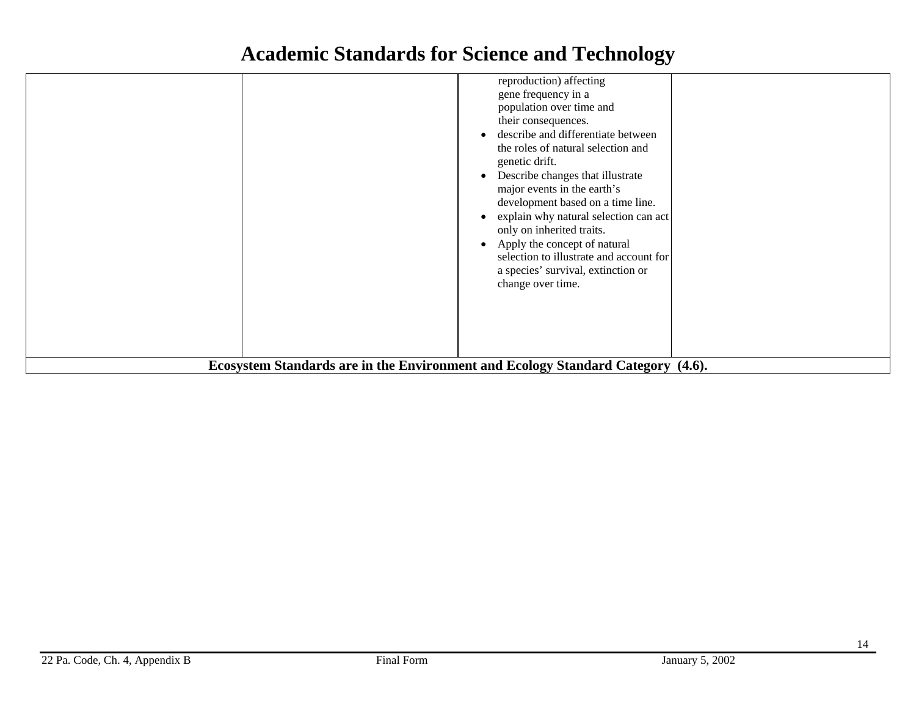# Academic Standards for Science and Technology

| | | | |
|---|---|---|---|
| | | reproduction) affecting gene frequency in a population over time and their consequences.<br>• describe and differentiate between the roles of natural selection and genetic drift.<br>• Describe changes that illustrate major events in the earth's development based on a time line.<br>• explain why natural selection can act only on inherited traits.<br>• Apply the concept of natural selection to illustrate and account for a species' survival, extinction or change over time. | |
| **Ecosystem Standards are in the Environment and Ecology Standard Category (4.6).** | | | |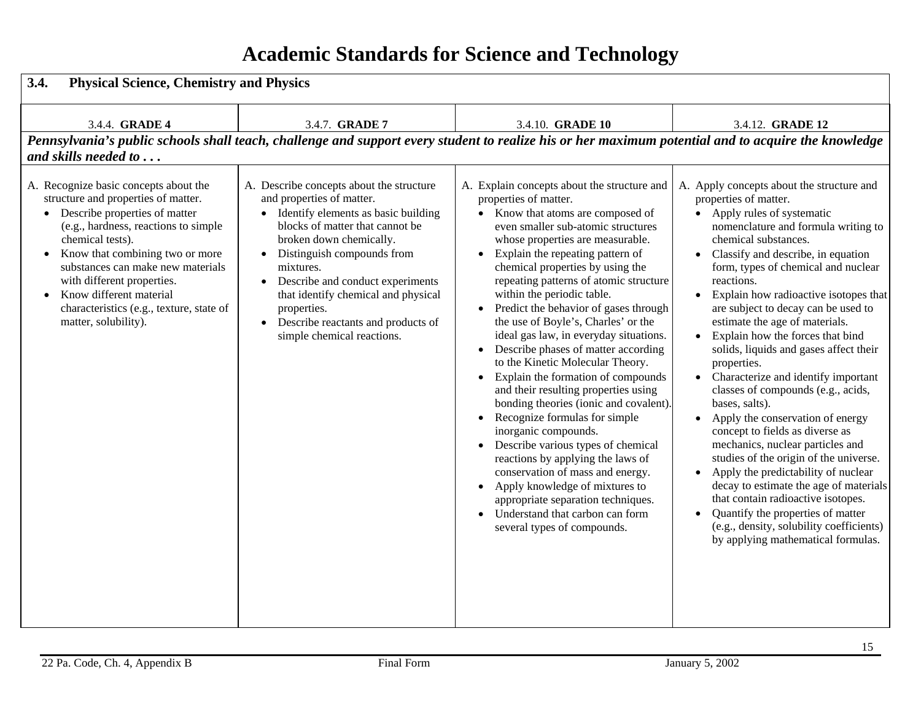# Academic Standards for Science and Technology

## 3.4. Physical Science, Chemistry and Physics

| 3.4.4. **GRADE 4** | 3.4.7. **GRADE 7** | 3.4.10. **GRADE 10** | 3.4.12. **GRADE 12** |
|---|---|---|---|
| ***Pennsylvania's public schools shall teach, challenge and support every student to realize his or her maximum potential and to acquire the knowledge and skills needed to . . .*** | | | |
| A. Recognize basic concepts about the structure and properties of matter.<br>• Describe properties of matter (e.g., hardness, reactions to simple chemical tests).<br>• Know that combining two or more substances can make new materials with different properties.<br>• Know different material characteristics (e.g., texture, state of matter, solubility). | A. Describe concepts about the structure and properties of matter.<br>• Identify elements as basic building blocks of matter that cannot be broken down chemically.<br>• Distinguish compounds from mixtures.<br>• Describe and conduct experiments that identify chemical and physical properties.<br>• Describe reactants and products of simple chemical reactions. | A. Explain concepts about the structure and properties of matter.<br>• Know that atoms are composed of even smaller sub-atomic structures whose properties are measurable.<br>• Explain the repeating pattern of chemical properties by using the repeating patterns of atomic structure within the periodic table.<br>• Predict the behavior of gases through the use of Boyle's, Charles' or the ideal gas law, in everyday situations.<br>• Describe phases of matter according to the Kinetic Molecular Theory.<br>• Explain the formation of compounds and their resulting properties using bonding theories (ionic and covalent).<br>• Recognize formulas for simple inorganic compounds.<br>• Describe various types of chemical reactions by applying the laws of conservation of mass and energy.<br>• Apply knowledge of mixtures to appropriate separation techniques.<br>• Understand that carbon can form several types of compounds. | A. Apply concepts about the structure and properties of matter.<br>• Apply rules of systematic nomenclature and formula writing to chemical substances.<br>• Classify and describe, in equation form, types of chemical and nuclear reactions.<br>• Explain how radioactive isotopes that are subject to decay can be used to estimate the age of materials.<br>• Explain how the forces that bind solids, liquids and gases affect their properties.<br>• Characterize and identify important classes of compounds (e.g., acids, bases, salts).<br>• Apply the conservation of energy concept to fields as diverse as mechanics, nuclear particles and studies of the origin of the universe.<br>• Apply the predictability of nuclear decay to estimate the age of materials that contain radioactive isotopes.<br>• Quantify the properties of matter (e.g., density, solubility coefficients) by applying mathematical formulas. |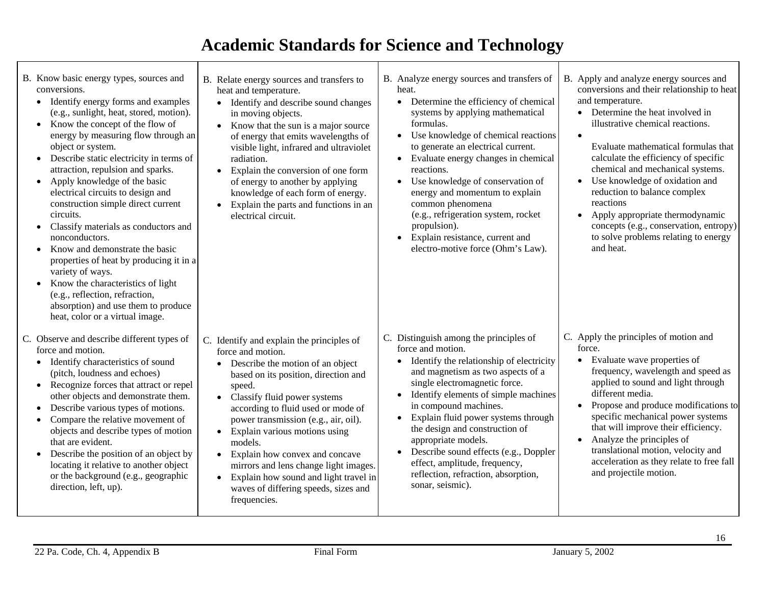# Academic Standards for Science and Technology

| | | | |
|---|---|---|---|
| B. Know basic energy types, sources and conversions.<br>• Identify energy forms and examples (e.g., sunlight, heat, stored, motion).<br>• Know the concept of the flow of energy by measuring flow through an object or system.<br>• Describe static electricity in terms of attraction, repulsion and sparks.<br>• Apply knowledge of the basic electrical circuits to design and construction simple direct current circuits.<br>• Classify materials as conductors and nonconductors.<br>• Know and demonstrate the basic properties of heat by producing it in a variety of ways.<br>• Know the characteristics of light (e.g., reflection, refraction, absorption) and use them to produce heat, color or a virtual image. | B. Relate energy sources and transfers to heat and temperature.<br>• Identify and describe sound changes in moving objects.<br>• Know that the sun is a major source of energy that emits wavelengths of visible light, infrared and ultraviolet radiation.<br>• Explain the conversion of one form of energy to another by applying knowledge of each form of energy.<br>• Explain the parts and functions in an electrical circuit. | B. Analyze energy sources and transfers of heat.<br>• Determine the efficiency of chemical systems by applying mathematical formulas.<br>• Use knowledge of chemical reactions to generate an electrical current.<br>• Evaluate energy changes in chemical reactions.<br>• Use knowledge of conservation of energy and momentum to explain common phenomena (e.g., refrigeration system, rocket propulsion).<br>• Explain resistance, current and electro-motive force (Ohm's Law). | B. Apply and analyze energy sources and conversions and their relationship to heat and temperature.<br>• Determine the heat involved in illustrative chemical reactions.<br>• Evaluate mathematical formulas that calculate the efficiency of specific chemical and mechanical systems.<br>• Use knowledge of oxidation and reduction to balance complex reactions<br>• Apply appropriate thermodynamic concepts (e.g., conservation, entropy) to solve problems relating to energy and heat. |
| C. Observe and describe different types of force and motion.<br>• Identify characteristics of sound (pitch, loudness and echoes)<br>• Recognize forces that attract or repel other objects and demonstrate them.<br>• Describe various types of motions.<br>• Compare the relative movement of objects and describe types of motion that are evident.<br>• Describe the position of an object by locating it relative to another object or the background (e.g., geographic direction, left, up). | C. Identify and explain the principles of force and motion.<br>• Describe the motion of an object based on its position, direction and speed.<br>• Classify fluid power systems according to fluid used or mode of power transmission (e.g., air, oil).<br>• Explain various motions using models.<br>• Explain how convex and concave mirrors and lens change light images.<br>• Explain how sound and light travel in waves of differing speeds, sizes and frequencies. | C. Distinguish among the principles of force and motion.<br>• Identify the relationship of electricity and magnetism as two aspects of a single electromagnetic force.<br>• Identify elements of simple machines in compound machines.<br>• Explain fluid power systems through the design and construction of appropriate models.<br>• Describe sound effects (e.g., Doppler effect, amplitude, frequency, reflection, refraction, absorption, sonar, seismic). | C. Apply the principles of motion and force.<br>• Evaluate wave properties of frequency, wavelength and speed as applied to sound and light through different media.<br>• Propose and produce modifications to specific mechanical power systems that will improve their efficiency.<br>• Analyze the principles of translational motion, velocity and acceleration as they relate to free fall and projectile motion. |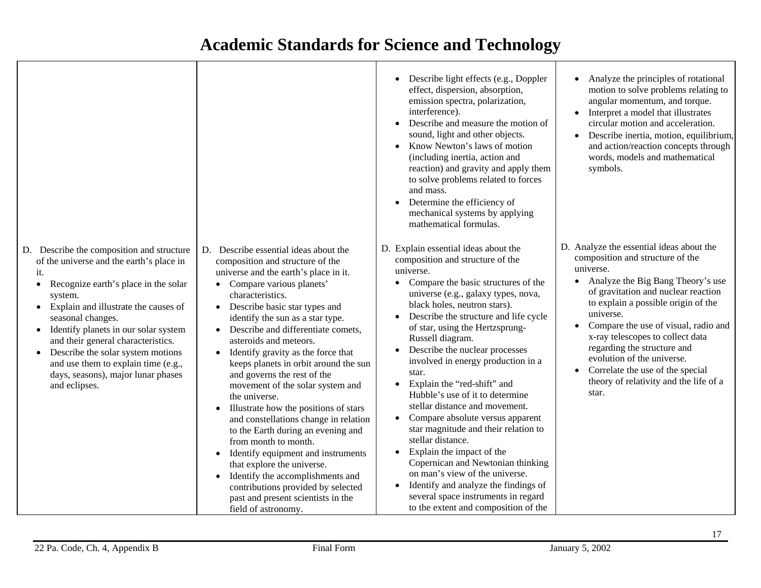# Academic Standards for Science and Technology

| | | | |
|---|---|---|---|
| | | • Describe light effects (e.g., Doppler effect, dispersion, absorption, emission spectra, polarization, interference).<br>• Describe and measure the motion of sound, light and other objects.<br>• Know Newton's laws of motion (including inertia, action and reaction) and gravity and apply them to solve problems related to forces and mass.<br>• Determine the efficiency of mechanical systems by applying mathematical formulas. | • Analyze the principles of rotational motion to solve problems relating to angular momentum, and torque.<br>• Interpret a model that illustrates circular motion and acceleration.<br>• Describe inertia, motion, equilibrium, and action/reaction concepts through words, models and mathematical symbols. |
| D. Describe the composition and structure of the universe and the earth's place in it.<br>• Recognize earth's place in the solar system.<br>• Explain and illustrate the causes of seasonal changes.<br>• Identify planets in our solar system and their general characteristics.<br>• Describe the solar system motions and use them to explain time (e.g., days, seasons), major lunar phases and eclipses. | D. Describe essential ideas about the composition and structure of the universe and the earth's place in it.<br>• Compare various planets' characteristics.<br>• Describe basic star types and identify the sun as a star type.<br>• Describe and differentiate comets, asteroids and meteors.<br>• Identify gravity as the force that keeps planets in orbit around the sun and governs the rest of the movement of the solar system and the universe.<br>• Illustrate how the positions of stars and constellations change in relation to the Earth during an evening and from month to month.<br>• Identify equipment and instruments that explore the universe.<br>• Identify the accomplishments and contributions provided by selected past and present scientists in the field of astronomy. | D. Explain essential ideas about the composition and structure of the universe.<br>• Compare the basic structures of the universe (e.g., galaxy types, nova, black holes, neutron stars).<br>• Describe the structure and life cycle of star, using the Hertzsprung-Russell diagram.<br>• Describe the nuclear processes involved in energy production in a star.<br>• Explain the "red-shift" and Hubble's use of it to determine stellar distance and movement.<br>• Compare absolute versus apparent star magnitude and their relation to stellar distance.<br>• Explain the impact of the Copernican and Newtonian thinking on man's view of the universe.<br>• Identify and analyze the findings of several space instruments in regard to the extent and composition of the | D. Analyze the essential ideas about the composition and structure of the universe.<br>• Analyze the Big Bang Theory's use of gravitation and nuclear reaction to explain a possible origin of the universe.<br>• Compare the use of visual, radio and x-ray telescopes to collect data regarding the structure and evolution of the universe.<br>• Correlate the use of the special theory of relativity and the life of a star. |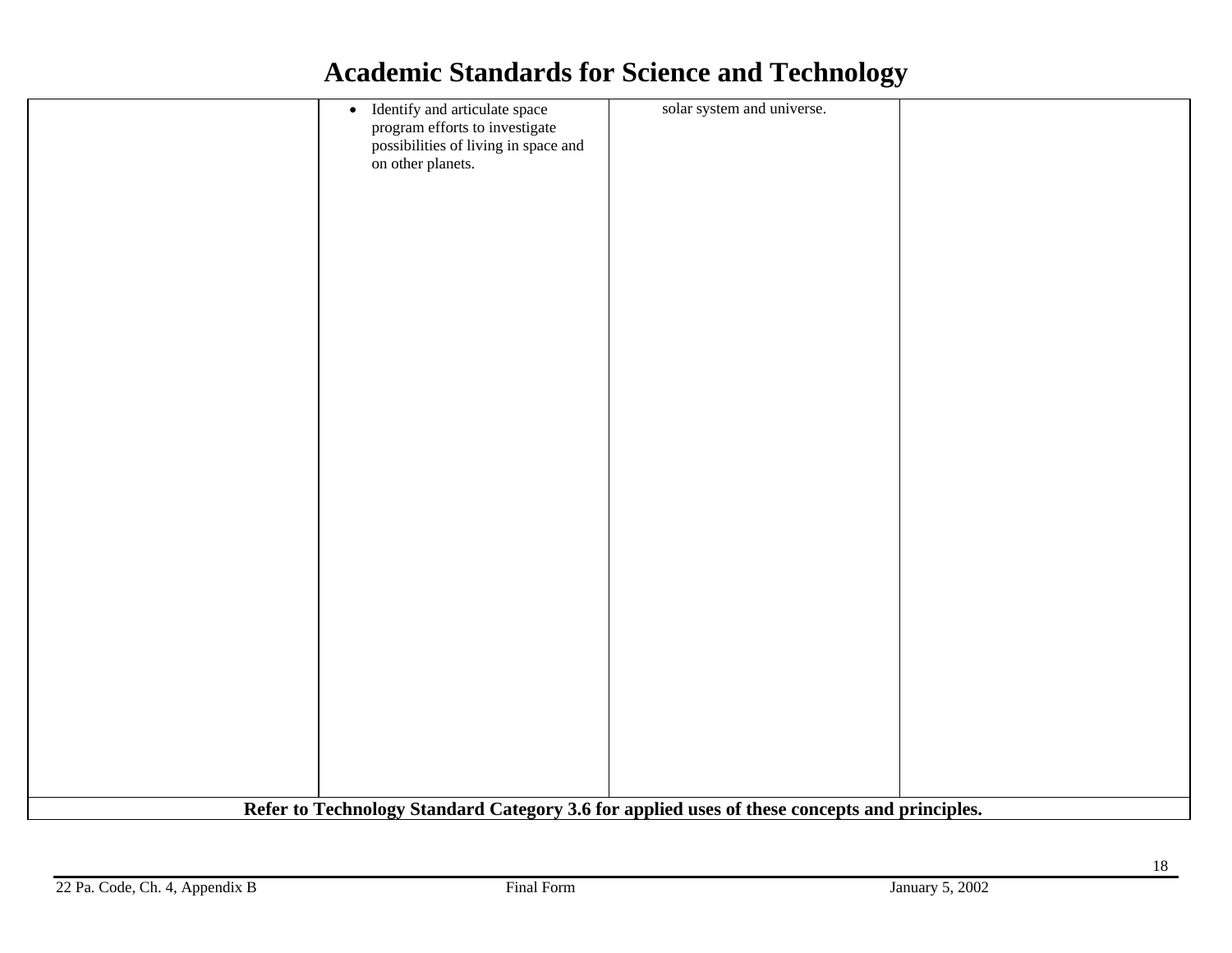# Academic Standards for Science and Technology

| | | | |
|---|---|---|---|
| | • Identify and articulate space program efforts to investigate possibilities of living in space and on other planets. | solar system and universe. | |
| **Refer to Technology Standard Category 3.6 for applied uses of these concepts and principles.** | | | |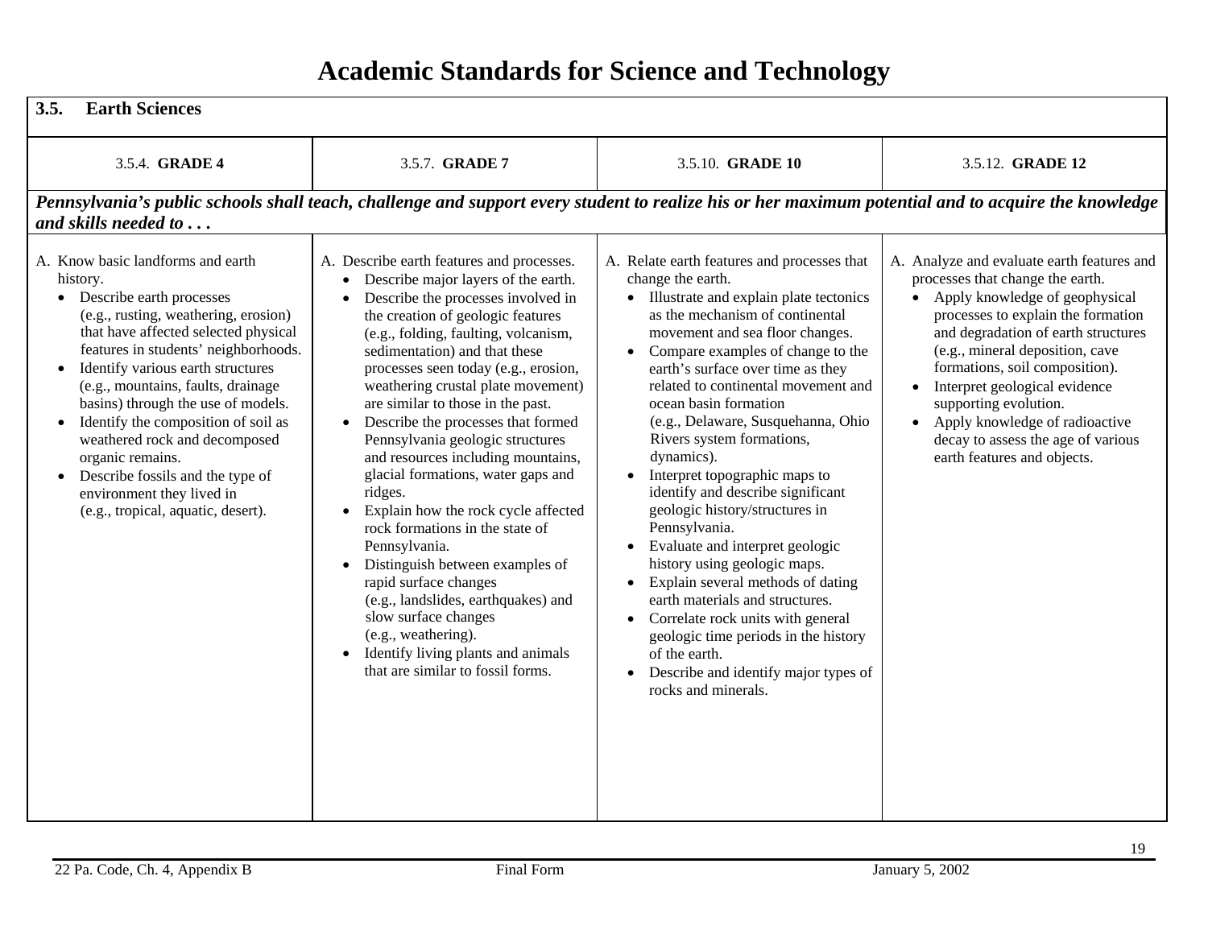# Academic Standards for Science and Technology

| **3.5. Earth Sciences** | | | |
|---|---|---|---|
| 3.5.4. **GRADE 4** | 3.5.7. **GRADE 7** | 3.5.10. **GRADE 10** | 3.5.12. **GRADE 12** |
| ***Pennsylvania's public schools shall teach, challenge and support every student to realize his or her maximum potential and to acquire the knowledge and skills needed to . . .*** | | | |
| A. Know basic landforms and earth history.<br>• Describe earth processes (e.g., rusting, weathering, erosion) that have affected selected physical features in students' neighborhoods.<br>• Identify various earth structures (e.g., mountains, faults, drainage basins) through the use of models.<br>• Identify the composition of soil as weathered rock and decomposed organic remains.<br>• Describe fossils and the type of environment they lived in (e.g., tropical, aquatic, desert). | A. Describe earth features and processes.<br>• Describe major layers of the earth.<br>• Describe the processes involved in the creation of geologic features (e.g., folding, faulting, volcanism, sedimentation) and that these processes seen today (e.g., erosion, weathering crustal plate movement) are similar to those in the past.<br>• Describe the processes that formed Pennsylvania geologic structures and resources including mountains, glacial formations, water gaps and ridges.<br>• Explain how the rock cycle affected rock formations in the state of Pennsylvania.<br>• Distinguish between examples of rapid surface changes (e.g., landslides, earthquakes) and slow surface changes (e.g., weathering).<br>• Identify living plants and animals that are similar to fossil forms. | A. Relate earth features and processes that change the earth.<br>• Illustrate and explain plate tectonics as the mechanism of continental movement and sea floor changes.<br>• Compare examples of change to the earth's surface over time as they related to continental movement and ocean basin formation (e.g., Delaware, Susquehanna, Ohio Rivers system formations, dynamics).<br>• Interpret topographic maps to identify and describe significant geologic history/structures in Pennsylvania.<br>• Evaluate and interpret geologic history using geologic maps.<br>• Explain several methods of dating earth materials and structures.<br>• Correlate rock units with general geologic time periods in the history of the earth.<br>• Describe and identify major types of rocks and minerals. | A. Analyze and evaluate earth features and processes that change the earth.<br>• Apply knowledge of geophysical processes to explain the formation and degradation of earth structures (e.g., mineral deposition, cave formations, soil composition).<br>• Interpret geological evidence supporting evolution.<br>• Apply knowledge of radioactive decay to assess the age of various earth features and objects. |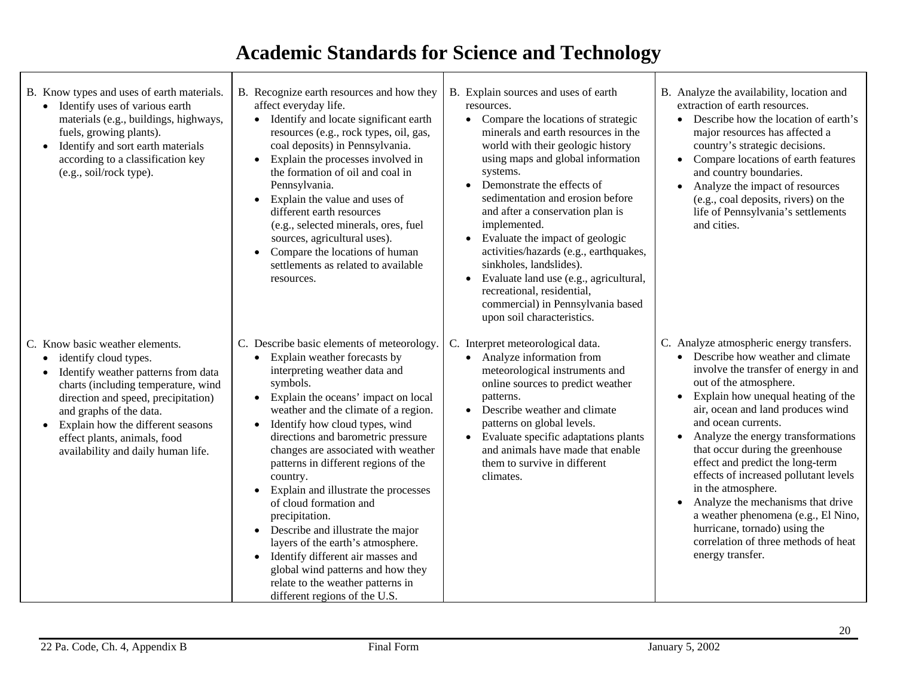# Academic Standards for Science and Technology

| | | | |
|---|---|---|---|
| B. Know types and uses of earth materials.<br>• Identify uses of various earth materials (e.g., buildings, highways, fuels, growing plants).<br>• Identify and sort earth materials according to a classification key (e.g., soil/rock type). | B. Recognize earth resources and how they affect everyday life.<br>• Identify and locate significant earth resources (e.g., rock types, oil, gas, coal deposits) in Pennsylvania.<br>• Explain the processes involved in the formation of oil and coal in Pennsylvania.<br>• Explain the value and uses of different earth resources (e.g., selected minerals, ores, fuel sources, agricultural uses).<br>• Compare the locations of human settlements as related to available resources. | B. Explain sources and uses of earth resources.<br>• Compare the locations of strategic minerals and earth resources in the world with their geologic history using maps and global information systems.<br>• Demonstrate the effects of sedimentation and erosion before and after a conservation plan is implemented.<br>• Evaluate the impact of geologic activities/hazards (e.g., earthquakes, sinkholes, landslides).<br>• Evaluate land use (e.g., agricultural, recreational, residential, commercial) in Pennsylvania based upon soil characteristics. | B. Analyze the availability, location and extraction of earth resources.<br>• Describe how the location of earth's major resources has affected a country's strategic decisions.<br>• Compare locations of earth features and country boundaries.<br>• Analyze the impact of resources (e.g., coal deposits, rivers) on the life of Pennsylvania's settlements and cities. |
| C. Know basic weather elements.<br>• identify cloud types.<br>• Identify weather patterns from data charts (including temperature, wind direction and speed, precipitation) and graphs of the data.<br>• Explain how the different seasons effect plants, animals, food availability and daily human life. | C. Describe basic elements of meteorology.<br>• Explain weather forecasts by interpreting weather data and symbols.<br>• Explain the oceans' impact on local weather and the climate of a region.<br>• Identify how cloud types, wind directions and barometric pressure changes are associated with weather patterns in different regions of the country.<br>• Explain and illustrate the processes of cloud formation and precipitation.<br>• Describe and illustrate the major layers of the earth's atmosphere.<br>• Identify different air masses and global wind patterns and how they relate to the weather patterns in different regions of the U.S. | C. Interpret meteorological data.<br>• Analyze information from meteorological instruments and online sources to predict weather patterns.<br>• Describe weather and climate patterns on global levels.<br>• Evaluate specific adaptations plants and animals have made that enable them to survive in different climates. | C. Analyze atmospheric energy transfers.<br>• Describe how weather and climate involve the transfer of energy in and out of the atmosphere.<br>• Explain how unequal heating of the air, ocean and land produces wind and ocean currents.<br>• Analyze the energy transformations that occur during the greenhouse effect and predict the long-term effects of increased pollutant levels in the atmosphere.<br>• Analyze the mechanisms that drive a weather phenomena (e.g., El Nino, hurricane, tornado) using the correlation of three methods of heat energy transfer. |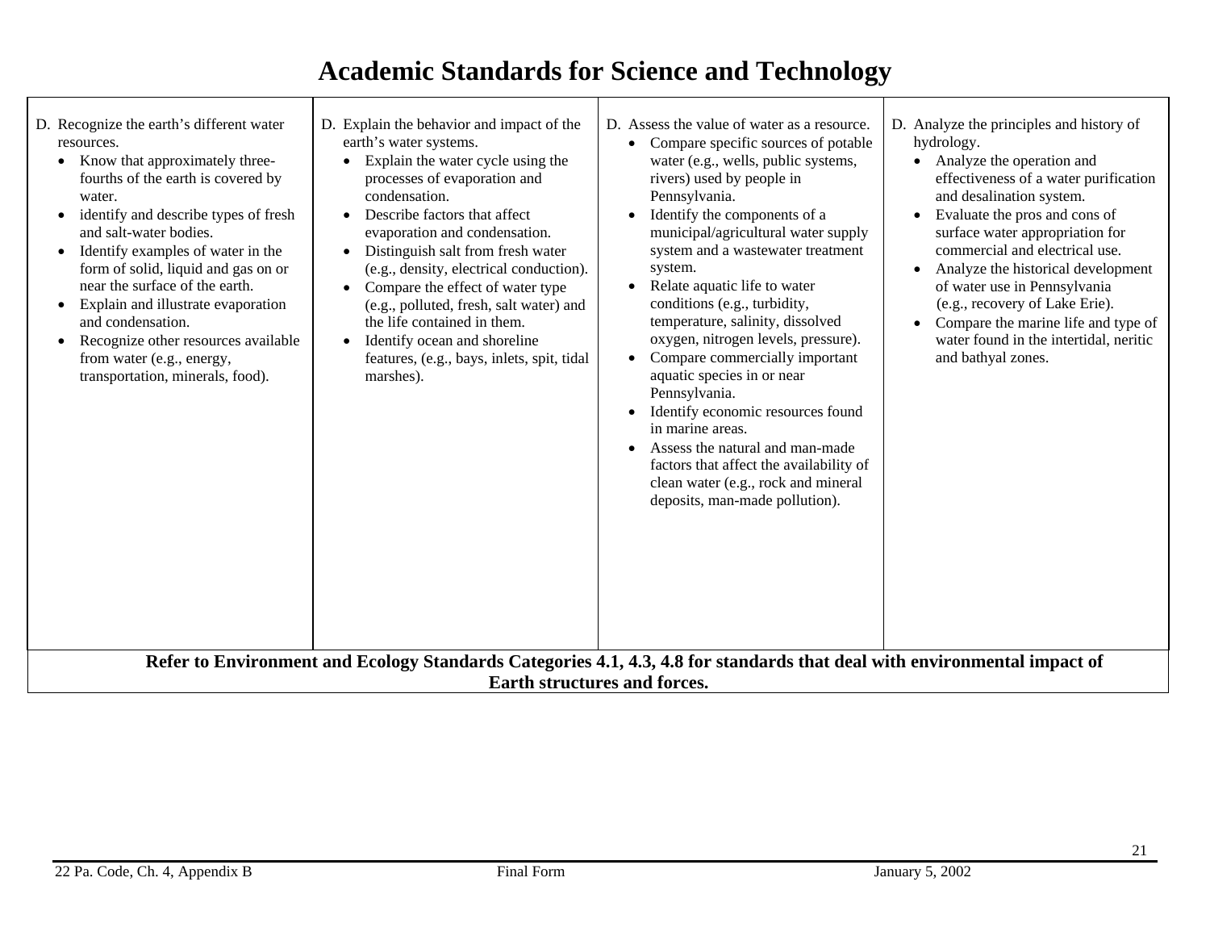# Academic Standards for Science and Technology

| | | | |
|---|---|---|---|
| D. Recognize the earth's different water resources.<br>• Know that approximately three-fourths of the earth is covered by water.<br>• identify and describe types of fresh and salt-water bodies.<br>• Identify examples of water in the form of solid, liquid and gas on or near the surface of the earth.<br>• Explain and illustrate evaporation and condensation.<br>• Recognize other resources available from water (e.g., energy, transportation, minerals, food). | D. Explain the behavior and impact of the earth's water systems.<br>• Explain the water cycle using the processes of evaporation and condensation.<br>• Describe factors that affect evaporation and condensation.<br>• Distinguish salt from fresh water (e.g., density, electrical conduction).<br>• Compare the effect of water type (e.g., polluted, fresh, salt water) and the life contained in them.<br>• Identify ocean and shoreline features, (e.g., bays, inlets, spit, tidal marshes). | D. Assess the value of water as a resource.<br>• Compare specific sources of potable water (e.g., wells, public systems, rivers) used by people in Pennsylvania.<br>• Identify the components of a municipal/agricultural water supply system and a wastewater treatment system.<br>• Relate aquatic life to water conditions (e.g., turbidity, temperature, salinity, dissolved oxygen, nitrogen levels, pressure).<br>• Compare commercially important aquatic species in or near Pennsylvania.<br>• Identify economic resources found in marine areas.<br>• Assess the natural and man-made factors that affect the availability of clean water (e.g., rock and mineral deposits, man-made pollution). | D. Analyze the principles and history of hydrology.<br>• Analyze the operation and effectiveness of a water purification and desalination system.<br>• Evaluate the pros and cons of surface water appropriation for commercial and electrical use.<br>• Analyze the historical development of water use in Pennsylvania (e.g., recovery of Lake Erie).<br>• Compare the marine life and type of water found in the intertidal, neritic and bathyal zones. |

**Refer to Environment and Ecology Standards Categories 4.1, 4.3, 4.8 for standards that deal with environmental impact of Earth structures and forces.**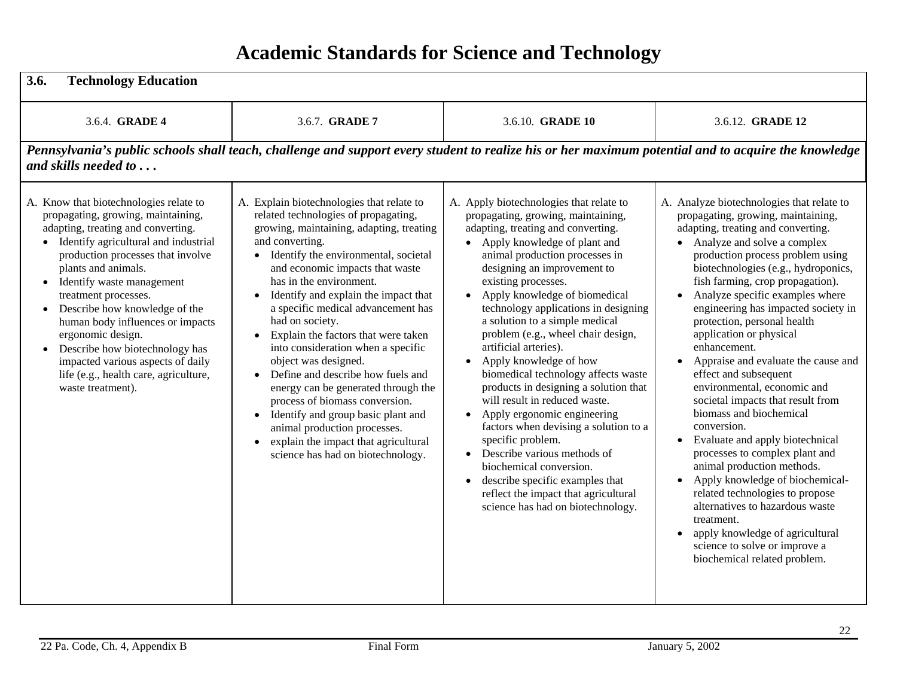# Academic Standards for Science and Technology

## 3.6. Technology Education

| 3.6.4. **GRADE 4** | 3.6.7. **GRADE 7** | 3.6.10. **GRADE 10** | 3.6.12. **GRADE 12** |
|---|---|---|---|
| ***Pennsylvania's public schools shall teach, challenge and support every student to realize his or her maximum potential and to acquire the knowledge and skills needed to . . .*** | | | |
| A. Know that biotechnologies relate to propagating, growing, maintaining, adapting, treating and converting.<br>• Identify agricultural and industrial production processes that involve plants and animals.<br>• Identify waste management treatment processes.<br>• Describe how knowledge of the human body influences or impacts ergonomic design.<br>• Describe how biotechnology has impacted various aspects of daily life (e.g., health care, agriculture, waste treatment). | A. Explain biotechnologies that relate to related technologies of propagating, growing, maintaining, adapting, treating and converting.<br>• Identify the environmental, societal and economic impacts that waste has in the environment.<br>• Identify and explain the impact that a specific medical advancement has had on society.<br>• Explain the factors that were taken into consideration when a specific object was designed.<br>• Define and describe how fuels and energy can be generated through the process of biomass conversion.<br>• Identify and group basic plant and animal production processes.<br>• explain the impact that agricultural science has had on biotechnology. | A. Apply biotechnologies that relate to propagating, growing, maintaining, adapting, treating and converting.<br>• Apply knowledge of plant and animal production processes in designing an improvement to existing processes.<br>• Apply knowledge of biomedical technology applications in designing a solution to a simple medical problem (e.g., wheel chair design, artificial arteries).<br>• Apply knowledge of how biomedical technology affects waste products in designing a solution that will result in reduced waste.<br>• Apply ergonomic engineering factors when devising a solution to a specific problem.<br>• Describe various methods of biochemical conversion.<br>• describe specific examples that reflect the impact that agricultural science has had on biotechnology. | A. Analyze biotechnologies that relate to propagating, growing, maintaining, adapting, treating and converting.<br>• Analyze and solve a complex production process problem using biotechnologies (e.g., hydroponics, fish farming, crop propagation).<br>• Analyze specific examples where engineering has impacted society in protection, personal health application or physical enhancement.<br>• Appraise and evaluate the cause and effect and subsequent environmental, economic and societal impacts that result from biomass and biochemical conversion.<br>• Evaluate and apply biotechnical processes to complex plant and animal production methods.<br>• Apply knowledge of biochemical-related technologies to propose alternatives to hazardous waste treatment.<br>• apply knowledge of agricultural science to solve or improve a biochemical related problem. |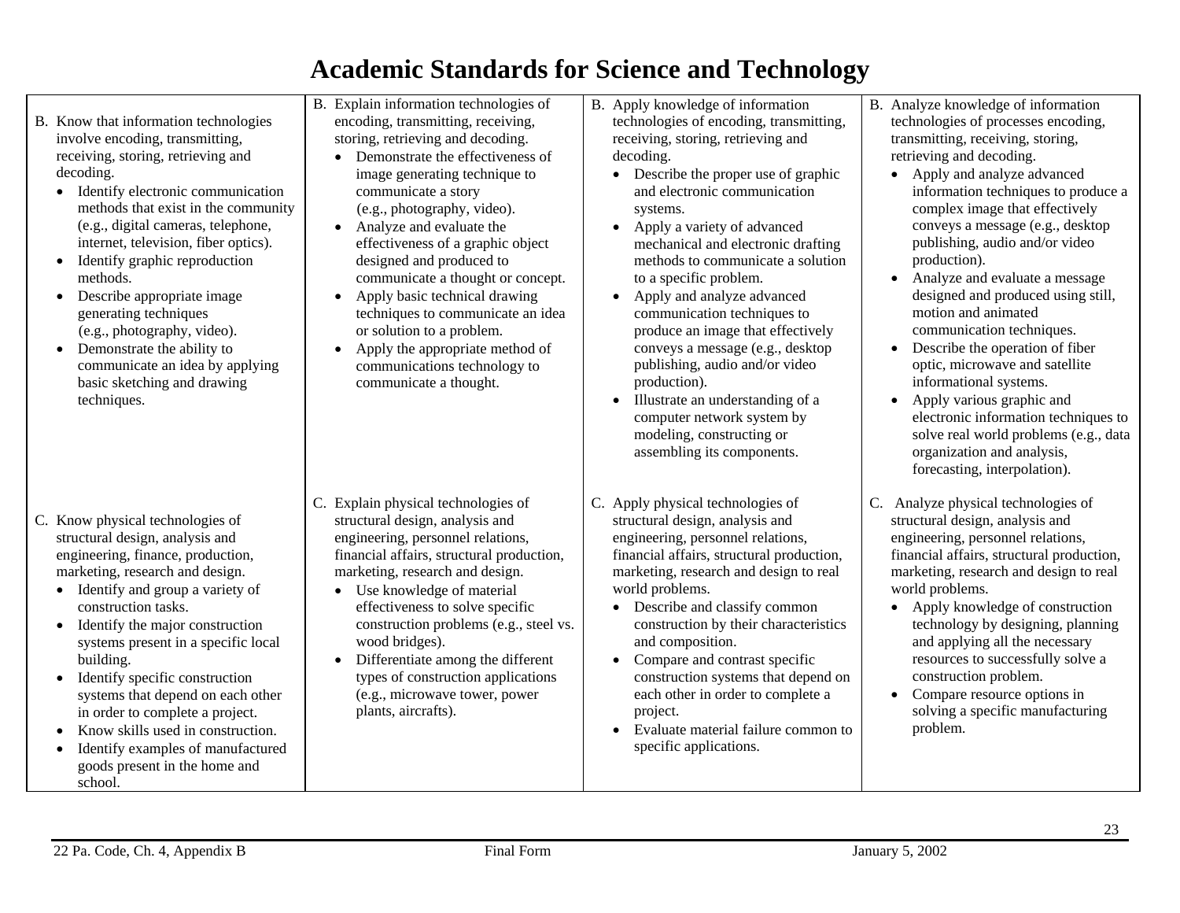# Academic Standards for Science and Technology

| | | | |
|---|---|---|---|
| B. Know that information technologies involve encoding, transmitting, receiving, storing, retrieving and decoding.<br>• Identify electronic communication methods that exist in the community (e.g., digital cameras, telephone, internet, television, fiber optics).<br>• Identify graphic reproduction methods.<br>• Describe appropriate image generating techniques (e.g., photography, video).<br>• Demonstrate the ability to communicate an idea by applying basic sketching and drawing techniques. | B. Explain information technologies of encoding, transmitting, receiving, storing, retrieving and decoding.<br>• Demonstrate the effectiveness of image generating technique to communicate a story (e.g., photography, video).<br>• Analyze and evaluate the effectiveness of a graphic object designed and produced to communicate a thought or concept.<br>• Apply basic technical drawing techniques to communicate an idea or solution to a problem.<br>• Apply the appropriate method of communications technology to communicate a thought. | B. Apply knowledge of information technologies of encoding, transmitting, receiving, storing, retrieving and decoding.<br>• Describe the proper use of graphic and electronic communication systems.<br>• Apply a variety of advanced mechanical and electronic drafting methods to communicate a solution to a specific problem.<br>• Apply and analyze advanced communication techniques to produce an image that effectively conveys a message (e.g., desktop publishing, audio and/or video production).<br>• Illustrate an understanding of a computer network system by modeling, constructing or assembling its components. | B. Analyze knowledge of information technologies of processes encoding, transmitting, receiving, storing, retrieving and decoding.<br>• Apply and analyze advanced information techniques to produce a complex image that effectively conveys a message (e.g., desktop publishing, audio and/or video production).<br>• Analyze and evaluate a message designed and produced using still, motion and animated communication techniques.<br>• Describe the operation of fiber optic, microwave and satellite informational systems.<br>• Apply various graphic and electronic information techniques to solve real world problems (e.g., data organization and analysis, forecasting, interpolation). |
| C. Know physical technologies of structural design, analysis and engineering, finance, production, marketing, research and design.<br>• Identify and group a variety of construction tasks.<br>• Identify the major construction systems present in a specific local building.<br>• Identify specific construction systems that depend on each other in order to complete a project.<br>• Know skills used in construction.<br>• Identify examples of manufactured goods present in the home and school. | C. Explain physical technologies of structural design, analysis and engineering, personnel relations, financial affairs, structural production, marketing, research and design.<br>• Use knowledge of material effectiveness to solve specific construction problems (e.g., steel vs. wood bridges).<br>• Differentiate among the different types of construction applications (e.g., microwave tower, power plants, aircrafts). | C. Apply physical technologies of structural design, analysis and engineering, personnel relations, financial affairs, structural production, marketing, research and design to real world problems.<br>• Describe and classify common construction by their characteristics and composition.<br>• Compare and contrast specific construction systems that depend on each other in order to complete a project.<br>• Evaluate material failure common to specific applications. | C. Analyze physical technologies of structural design, analysis and engineering, personnel relations, financial affairs, structural production, marketing, research and design to real world problems.<br>• Apply knowledge of construction technology by designing, planning and applying all the necessary resources to successfully solve a construction problem.<br>• Compare resource options in solving a specific manufacturing problem. |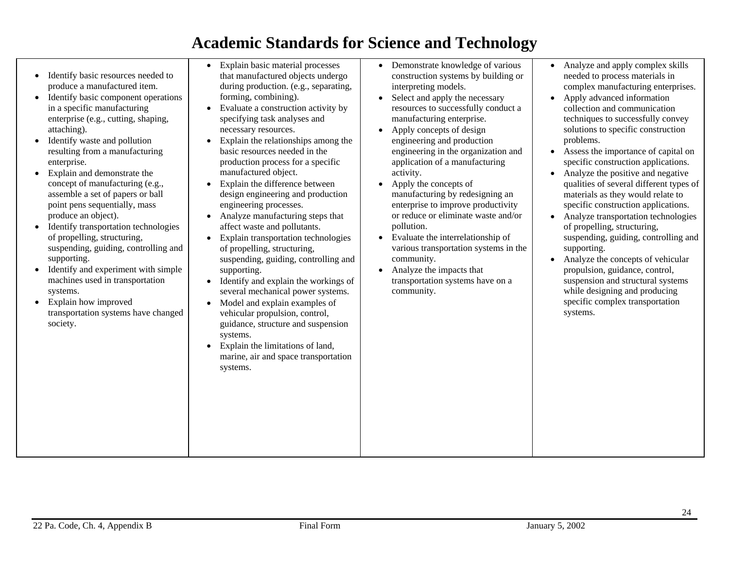# Academic Standards for Science and Technology

| | | | |
|---|---|---|---|
| • Identify basic resources needed to produce a manufactured item.<br>• Identify basic component operations in a specific manufacturing enterprise (e.g., cutting, shaping, attaching).<br>• Identify waste and pollution resulting from a manufacturing enterprise.<br>• Explain and demonstrate the concept of manufacturing (e.g., assemble a set of papers or ball point pens sequentially, mass produce an object).<br>• Identify transportation technologies of propelling, structuring, suspending, guiding, controlling and supporting.<br>• Identify and experiment with simple machines used in transportation systems.<br>• Explain how improved transportation systems have changed society. | • Explain basic material processes that manufactured objects undergo during production. (e.g., separating, forming, combining).<br>• Evaluate a construction activity by specifying task analyses and necessary resources.<br>• Explain the relationships among the basic resources needed in the production process for a specific manufactured object.<br>• Explain the difference between design engineering and production engineering processes.<br>• Analyze manufacturing steps that affect waste and pollutants.<br>• Explain transportation technologies of propelling, structuring, suspending, guiding, controlling and supporting.<br>• Identify and explain the workings of several mechanical power systems.<br>• Model and explain examples of vehicular propulsion, control, guidance, structure and suspension systems.<br>• Explain the limitations of land, marine, air and space transportation systems. | • Demonstrate knowledge of various construction systems by building or interpreting models.<br>• Select and apply the necessary resources to successfully conduct a manufacturing enterprise.<br>• Apply concepts of design engineering and production engineering in the organization and application of a manufacturing activity.<br>• Apply the concepts of manufacturing by redesigning an enterprise to improve productivity or reduce or eliminate waste and/or pollution.<br>• Evaluate the interrelationship of various transportation systems in the community.<br>• Analyze the impacts that transportation systems have on a community. | • Analyze and apply complex skills needed to process materials in complex manufacturing enterprises.<br>• Apply advanced information collection and communication techniques to successfully convey solutions to specific construction problems.<br>• Assess the importance of capital on specific construction applications.<br>• Analyze the positive and negative qualities of several different types of materials as they would relate to specific construction applications.<br>• Analyze transportation technologies of propelling, structuring, suspending, guiding, controlling and supporting.<br>• Analyze the concepts of vehicular propulsion, guidance, control, suspension and structural systems while designing and producing specific complex transportation systems. |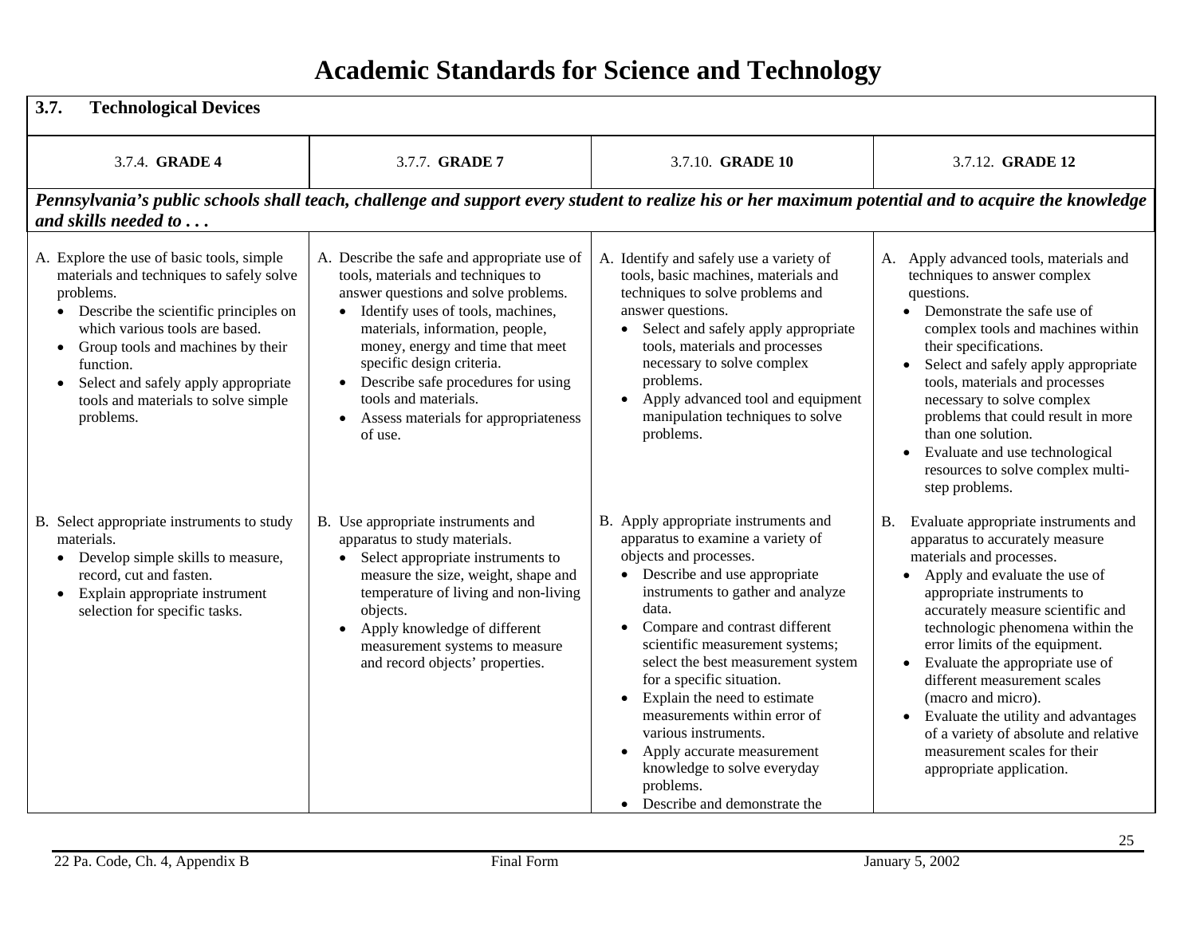# Academic Standards for Science and Technology

| **3.7. Technological Devices** | | | |
|---|---|---|---|
| 3.7.4. **GRADE 4** | 3.7.7. **GRADE 7** | 3.7.10. **GRADE 10** | 3.7.12. **GRADE 12** |
| ***Pennsylvania's public schools shall teach, challenge and support every student to realize his or her maximum potential and to acquire the knowledge and skills needed to . . .*** | | | |
| A. Explore the use of basic tools, simple materials and techniques to safely solve problems. <br>• Describe the scientific principles on which various tools are based. <br>• Group tools and machines by their function. <br>• Select and safely apply appropriate tools and materials to solve simple problems. | A. Describe the safe and appropriate use of tools, materials and techniques to answer questions and solve problems. <br>• Identify uses of tools, machines, materials, information, people, money, energy and time that meet specific design criteria. <br>• Describe safe procedures for using tools and materials. <br>• Assess materials for appropriateness of use. | A. Identify and safely use a variety of tools, basic machines, materials and techniques to solve problems and answer questions. <br>• Select and safely apply appropriate tools, materials and processes necessary to solve complex problems. <br>• Apply advanced tool and equipment manipulation techniques to solve problems. | A. Apply advanced tools, materials and techniques to answer complex questions. <br>• Demonstrate the safe use of complex tools and machines within their specifications. <br>• Select and safely apply appropriate tools, materials and processes necessary to solve complex problems that could result in more than one solution. <br>• Evaluate and use technological resources to solve complex multi-step problems. |
| B. Select appropriate instruments to study materials. <br>• Develop simple skills to measure, record, cut and fasten. <br>• Explain appropriate instrument selection for specific tasks. | B. Use appropriate instruments and apparatus to study materials. <br>• Select appropriate instruments to measure the size, weight, shape and temperature of living and non-living objects. <br>• Apply knowledge of different measurement systems to measure and record objects' properties. | B. Apply appropriate instruments and apparatus to examine a variety of objects and processes. <br>• Describe and use appropriate instruments to gather and analyze data. <br>• Compare and contrast different scientific measurement systems; select the best measurement system for a specific situation. <br>• Explain the need to estimate measurements within error of various instruments. <br>• Apply accurate measurement knowledge to solve everyday problems. <br>• Describe and demonstrate the | B. Evaluate appropriate instruments and apparatus to accurately measure materials and processes. <br>• Apply and evaluate the use of appropriate instruments to accurately measure scientific and technologic phenomena within the error limits of the equipment. <br>• Evaluate the appropriate use of different measurement scales (macro and micro). <br>• Evaluate the utility and advantages of a variety of absolute and relative measurement scales for their appropriate application. |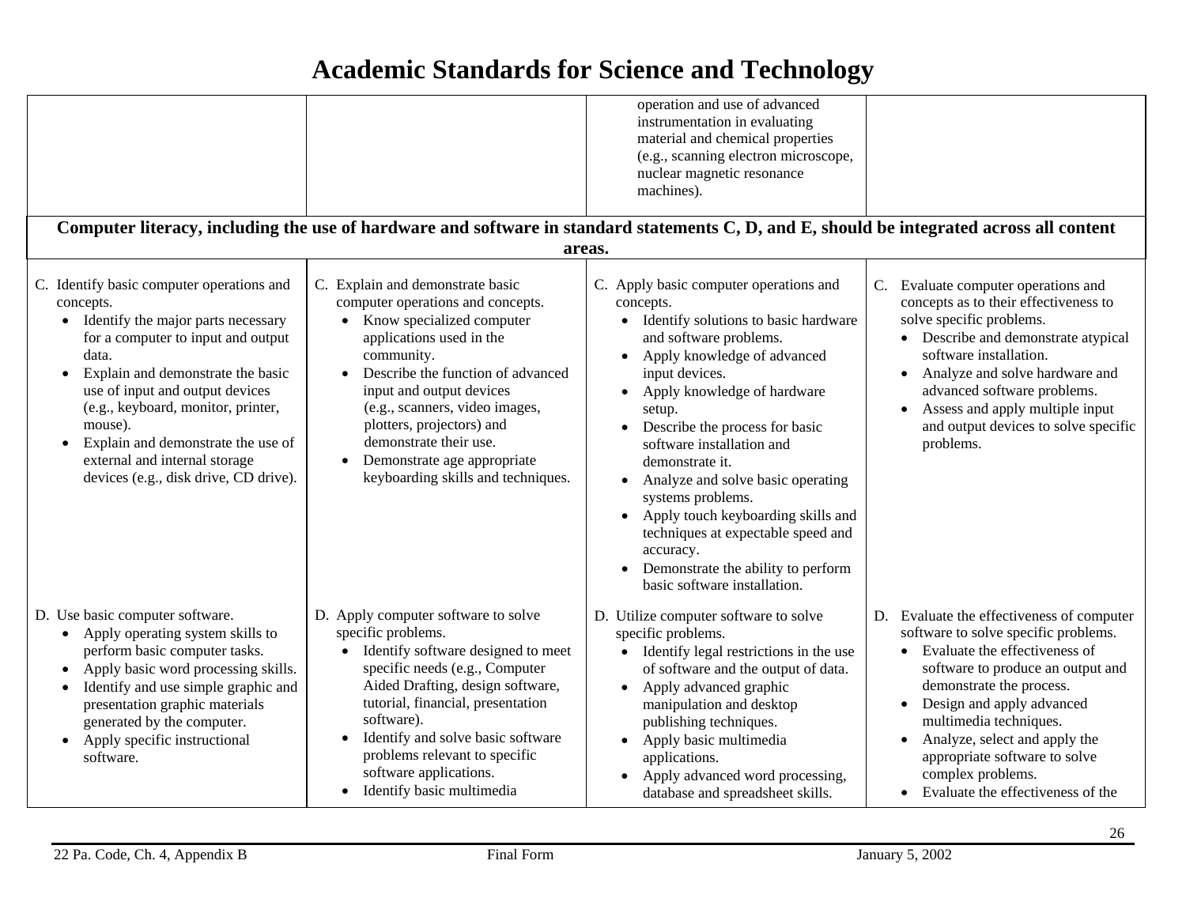# Academic Standards for Science and Technology

| | | | |
|---|---|---|---|
| | | operation and use of advanced instrumentation in evaluating material and chemical properties (e.g., scanning electron microscope, nuclear magnetic resonance machines). | |
| **Computer literacy, including the use of hardware and software in standard statements C, D, and E, should be integrated across all content areas.** | | | |
| C. Identify basic computer operations and concepts.<br>• Identify the major parts necessary for a computer to input and output data.<br>• Explain and demonstrate the basic use of input and output devices (e.g., keyboard, monitor, printer, mouse).<br>• Explain and demonstrate the use of external and internal storage devices (e.g., disk drive, CD drive). | C. Explain and demonstrate basic computer operations and concepts.<br>• Know specialized computer applications used in the community.<br>• Describe the function of advanced input and output devices (e.g., scanners, video images, plotters, projectors) and demonstrate their use.<br>• Demonstrate age appropriate keyboarding skills and techniques. | C. Apply basic computer operations and concepts.<br>• Identify solutions to basic hardware and software problems.<br>• Apply knowledge of advanced input devices.<br>• Apply knowledge of hardware setup.<br>• Describe the process for basic software installation and demonstrate it.<br>• Analyze and solve basic operating systems problems.<br>• Apply touch keyboarding skills and techniques at expectable speed and accuracy.<br>• Demonstrate the ability to perform basic software installation. | C. Evaluate computer operations and concepts as to their effectiveness to solve specific problems.<br>• Describe and demonstrate atypical software installation.<br>• Analyze and solve hardware and advanced software problems.<br>• Assess and apply multiple input and output devices to solve specific problems. |
| D. Use basic computer software.<br>• Apply operating system skills to perform basic computer tasks.<br>• Apply basic word processing skills.<br>• Identify and use simple graphic and presentation graphic materials generated by the computer.<br>• Apply specific instructional software. | D. Apply computer software to solve specific problems.<br>• Identify software designed to meet specific needs (e.g., Computer Aided Drafting, design software, tutorial, financial, presentation software).<br>• Identify and solve basic software problems relevant to specific software applications.<br>• Identify basic multimedia | D. Utilize computer software to solve specific problems.<br>• Identify legal restrictions in the use of software and the output of data.<br>• Apply advanced graphic manipulation and desktop publishing techniques.<br>• Apply basic multimedia applications.<br>• Apply advanced word processing, database and spreadsheet skills. | D. Evaluate the effectiveness of computer software to solve specific problems.<br>• Evaluate the effectiveness of software to produce an output and demonstrate the process.<br>• Design and apply advanced multimedia techniques.<br>• Analyze, select and apply the appropriate software to solve complex problems.<br>• Evaluate the effectiveness of the |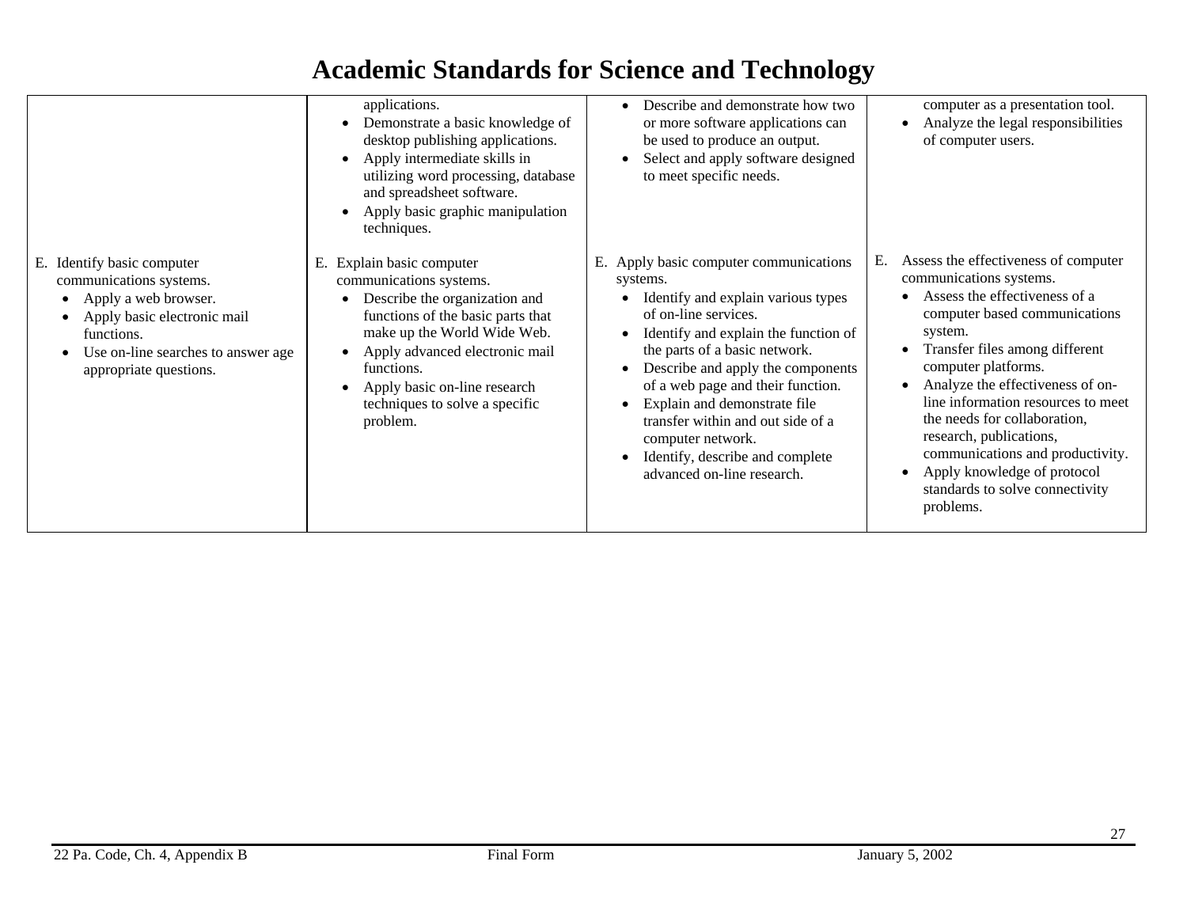# Academic Standards for Science and Technology

| | | | |
|---|---|---|---|
| | applications.<br>• Demonstrate a basic knowledge of desktop publishing applications.<br>• Apply intermediate skills in utilizing word processing, database and spreadsheet software.<br>• Apply basic graphic manipulation techniques. | • Describe and demonstrate how two or more software applications can be used to produce an output.<br>• Select and apply software designed to meet specific needs. | computer as a presentation tool.<br>• Analyze the legal responsibilities of computer users. |
| E. Identify basic computer communications systems.<br>• Apply a web browser.<br>• Apply basic electronic mail functions.<br>• Use on-line searches to answer age appropriate questions. | E. Explain basic computer communications systems.<br>• Describe the organization and functions of the basic parts that make up the World Wide Web.<br>• Apply advanced electronic mail functions.<br>• Apply basic on-line research techniques to solve a specific problem. | E. Apply basic computer communications systems.<br>• Identify and explain various types of on-line services.<br>• Identify and explain the function of the parts of a basic network.<br>• Describe and apply the components of a web page and their function.<br>• Explain and demonstrate file transfer within and out side of a computer network.<br>• Identify, describe and complete advanced on-line research. | E. Assess the effectiveness of computer communications systems.<br>• Assess the effectiveness of a computer based communications system.<br>• Transfer files among different computer platforms.<br>• Analyze the effectiveness of on-line information resources to meet the needs for collaboration, research, publications, communications and productivity.<br>• Apply knowledge of protocol standards to solve connectivity problems. |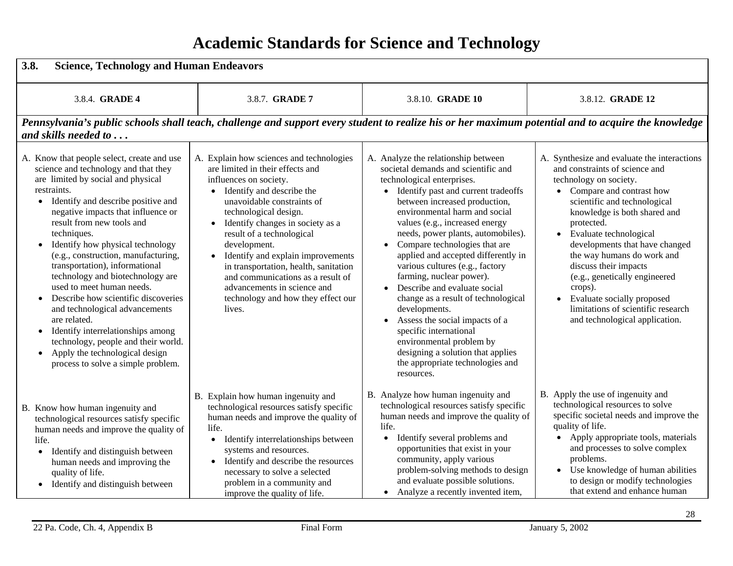# Academic Standards for Science and Technology

| **3.8. Science, Technology and Human Endeavors** | | | |
|---|---|---|---|
| 3.8.4. **GRADE 4** | 3.8.7. **GRADE 7** | 3.8.10. **GRADE 10** | 3.8.12. **GRADE 12** |
| ***Pennsylvania's public schools shall teach, challenge and support every student to realize his or her maximum potential and to acquire the knowledge and skills needed to . . .*** | | | |
| A. Know that people select, create and use science and technology and that they are limited by social and physical restraints. <br>• Identify and describe positive and negative impacts that influence or result from new tools and techniques. <br>• Identify how physical technology (e.g., construction, manufacturing, transportation), informational technology and biotechnology are used to meet human needs. <br>• Describe how scientific discoveries and technological advancements are related. <br>• Identify interrelationships among technology, people and their world. <br>• Apply the technological design process to solve a simple problem. | A. Explain how sciences and technologies are limited in their effects and influences on society. <br>• Identify and describe the unavoidable constraints of technological design. <br>• Identify changes in society as a result of a technological development. <br>• Identify and explain improvements in transportation, health, sanitation and communications as a result of advancements in science and technology and how they effect our lives. | A. Analyze the relationship between societal demands and scientific and technological enterprises. <br>• Identify past and current tradeoffs between increased production, environmental harm and social values (e.g., increased energy needs, power plants, automobiles). <br>• Compare technologies that are applied and accepted differently in various cultures (e.g., factory farming, nuclear power). <br>• Describe and evaluate social change as a result of technological developments. <br>• Assess the social impacts of a specific international environmental problem by designing a solution that applies the appropriate technologies and resources. | A. Synthesize and evaluate the interactions and constraints of science and technology on society. <br>• Compare and contrast how scientific and technological knowledge is both shared and protected. <br>• Evaluate technological developments that have changed the way humans do work and discuss their impacts (e.g., genetically engineered crops). <br>• Evaluate socially proposed limitations of scientific research and technological application. |
| B. Know how human ingenuity and technological resources satisfy specific human needs and improve the quality of life. <br>• Identify and distinguish between human needs and improving the quality of life. <br>• Identify and distinguish between | B. Explain how human ingenuity and technological resources satisfy specific human needs and improve the quality of life. <br>• Identify interrelationships between systems and resources. <br>• Identify and describe the resources necessary to solve a selected problem in a community and improve the quality of life. | B. Analyze how human ingenuity and technological resources satisfy specific human needs and improve the quality of life. <br>• Identify several problems and opportunities that exist in your community, apply various problem-solving methods to design and evaluate possible solutions. <br>• Analyze a recently invented item, | B. Apply the use of ingenuity and technological resources to solve specific societal needs and improve the quality of life. <br>• Apply appropriate tools, materials and processes to solve complex problems. <br>• Use knowledge of human abilities to design or modify technologies that extend and enhance human |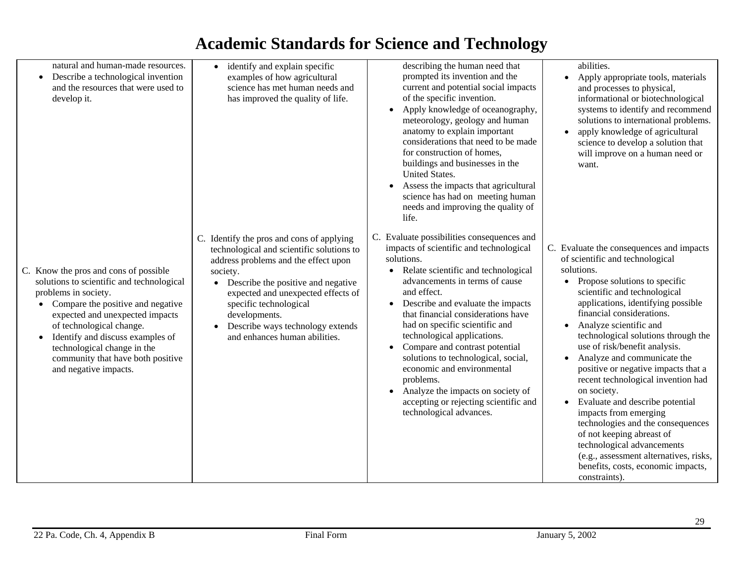# Academic Standards for Science and Technology

| | | | |
|---|---|---|---|
| natural and human-made resources.<br>• Describe a technological invention and the resources that were used to develop it. | • identify and explain specific examples of how agricultural science has met human needs and has improved the quality of life. | describing the human need that prompted its invention and the current and potential social impacts of the specific invention.<br>• Apply knowledge of oceanography, meteorology, geology and human anatomy to explain important considerations that need to be made for construction of homes, buildings and businesses in the United States.<br>• Assess the impacts that agricultural science has had on meeting human needs and improving the quality of life. | abilities.<br>• Apply appropriate tools, materials and processes to physical, informational or biotechnological systems to identify and recommend solutions to international problems.<br>• apply knowledge of agricultural science to develop a solution that will improve on a human need or want. |
| C. Know the pros and cons of possible solutions to scientific and technological problems in society.<br>• Compare the positive and negative expected and unexpected impacts of technological change.<br>• Identify and discuss examples of technological change in the community that have both positive and negative impacts. | C. Identify the pros and cons of applying technological and scientific solutions to address problems and the effect upon society.<br>• Describe the positive and negative expected and unexpected effects of specific technological developments.<br>• Describe ways technology extends and enhances human abilities. | C. Evaluate possibilities consequences and impacts of scientific and technological solutions.<br>• Relate scientific and technological advancements in terms of cause and effect.<br>• Describe and evaluate the impacts that financial considerations have had on specific scientific and technological applications.<br>• Compare and contrast potential solutions to technological, social, economic and environmental problems.<br>• Analyze the impacts on society of accepting or rejecting scientific and technological advances. | C. Evaluate the consequences and impacts of scientific and technological solutions.<br>• Propose solutions to specific scientific and technological applications, identifying possible financial considerations.<br>• Analyze scientific and technological solutions through the use of risk/benefit analysis.<br>• Analyze and communicate the positive or negative impacts that a recent technological invention had on society.<br>• Evaluate and describe potential impacts from emerging technologies and the consequences of not keeping abreast of technological advancements (e.g., assessment alternatives, risks, benefits, costs, economic impacts, constraints). |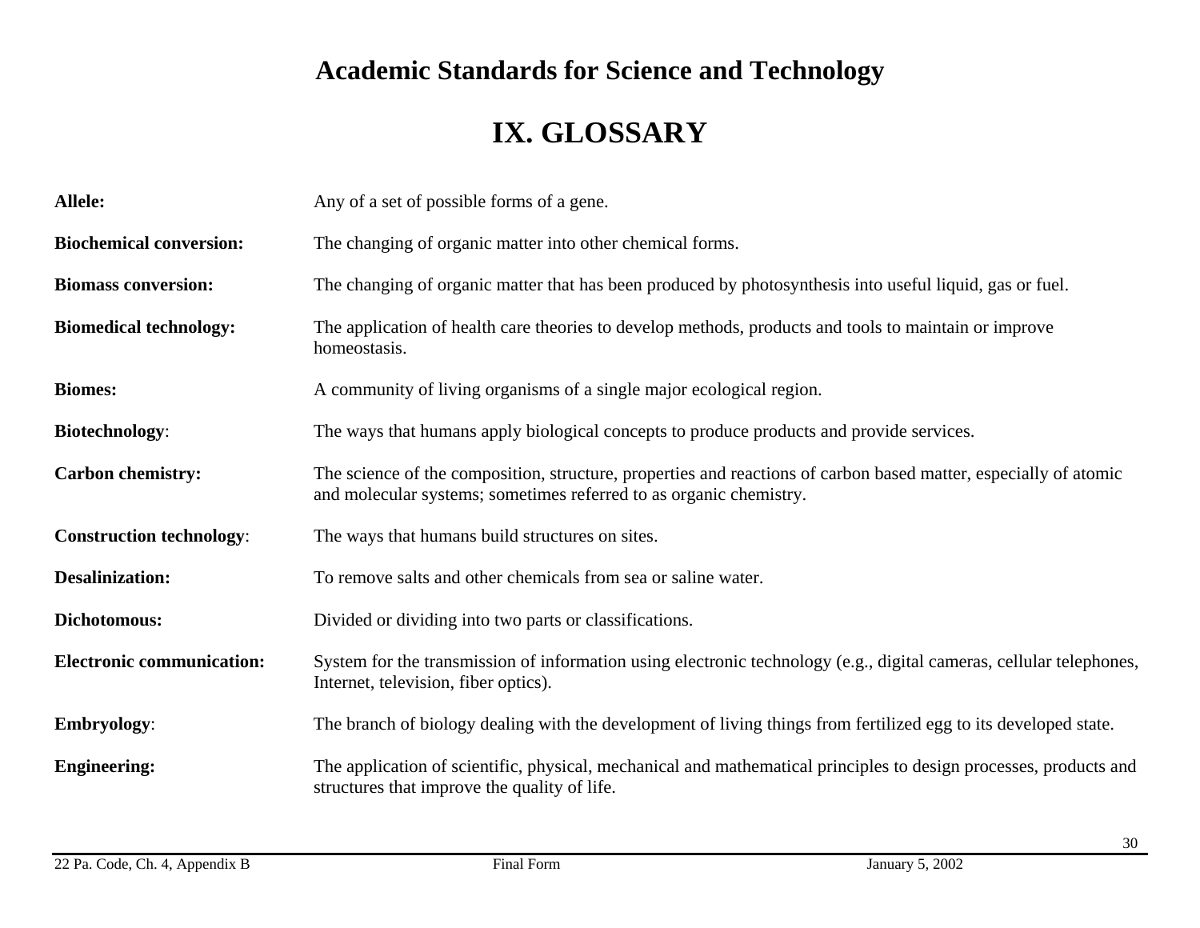# Academic Standards for Science and Technology

## IX. GLOSSARY

**Allele:** Any of a set of possible forms of a gene.

**Biochemical conversion:** The changing of organic matter into other chemical forms.

**Biomass conversion:** The changing of organic matter that has been produced by photosynthesis into useful liquid, gas or fuel.

**Biomedical technology:** The application of health care theories to develop methods, products and tools to maintain or improve homeostasis.

**Biomes:** A community of living organisms of a single major ecological region.

**Biotechnology**: The ways that humans apply biological concepts to produce products and provide services.

**Carbon chemistry:** The science of the composition, structure, properties and reactions of carbon based matter, especially of atomic and molecular systems; sometimes referred to as organic chemistry.

**Construction technology**: The ways that humans build structures on sites.

**Desalinization:** To remove salts and other chemicals from sea or saline water.

**Dichotomous:** Divided or dividing into two parts or classifications.

**Electronic communication:** System for the transmission of information using electronic technology (e.g., digital cameras, cellular telephones, Internet, television, fiber optics).

**Embryology**: The branch of biology dealing with the development of living things from fertilized egg to its developed state.

**Engineering:** The application of scientific, physical, mechanical and mathematical principles to design processes, products and structures that improve the quality of life.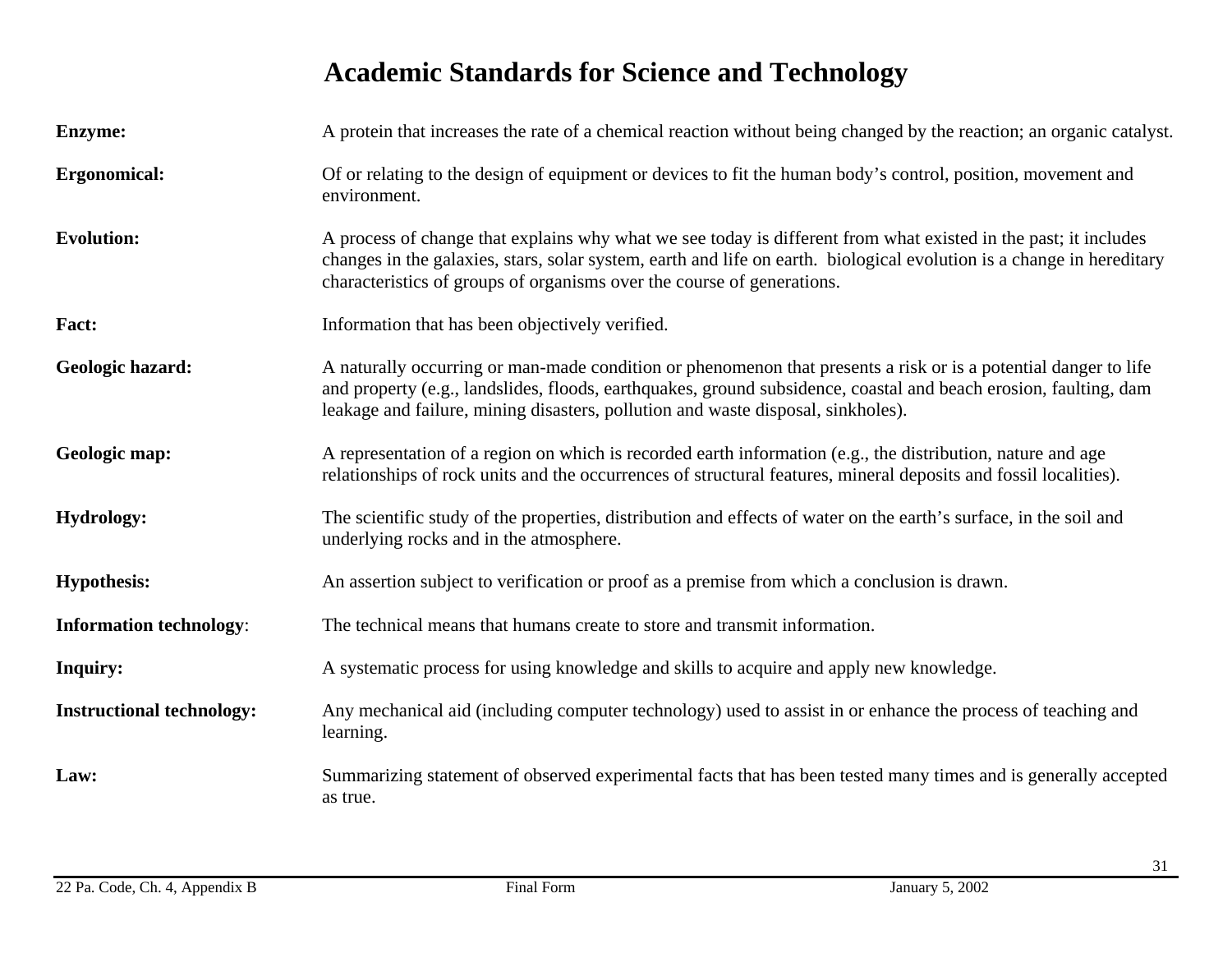# Academic Standards for Science and Technology

**Enzyme:** A protein that increases the rate of a chemical reaction without being changed by the reaction; an organic catalyst.

**Ergonomical:** Of or relating to the design of equipment or devices to fit the human body's control, position, movement and environment.

**Evolution:** A process of change that explains why what we see today is different from what existed in the past; it includes changes in the galaxies, stars, solar system, earth and life on earth. biological evolution is a change in hereditary characteristics of groups of organisms over the course of generations.

**Fact:** Information that has been objectively verified.

**Geologic hazard:** A naturally occurring or man-made condition or phenomenon that presents a risk or is a potential danger to life and property (e.g., landslides, floods, earthquakes, ground subsidence, coastal and beach erosion, faulting, dam leakage and failure, mining disasters, pollution and waste disposal, sinkholes).

**Geologic map:** A representation of a region on which is recorded earth information (e.g., the distribution, nature and age relationships of rock units and the occurrences of structural features, mineral deposits and fossil localities).

**Hydrology:** The scientific study of the properties, distribution and effects of water on the earth's surface, in the soil and underlying rocks and in the atmosphere.

**Hypothesis:** An assertion subject to verification or proof as a premise from which a conclusion is drawn.

**Information technology**: The technical means that humans create to store and transmit information.

**Inquiry:** A systematic process for using knowledge and skills to acquire and apply new knowledge.

**Instructional technology:** Any mechanical aid (including computer technology) used to assist in or enhance the process of teaching and learning.

**Law:** Summarizing statement of observed experimental facts that has been tested many times and is generally accepted as true.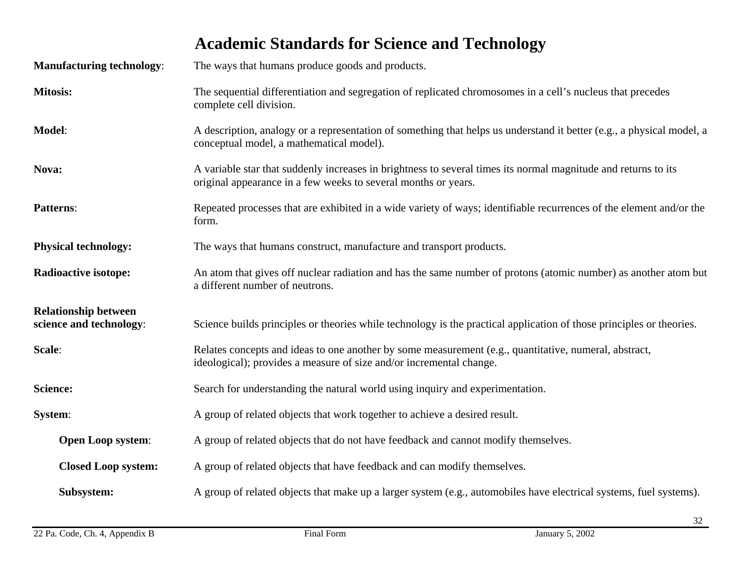# Academic Standards for Science and Technology

**Manufacturing technology**: The ways that humans produce goods and products.

**Mitosis:** The sequential differentiation and segregation of replicated chromosomes in a cell's nucleus that precedes complete cell division.

**Model**: A description, analogy or a representation of something that helps us understand it better (e.g., a physical model, a conceptual model, a mathematical model).

**Nova:** A variable star that suddenly increases in brightness to several times its normal magnitude and returns to its original appearance in a few weeks to several months or years.

**Patterns**: Repeated processes that are exhibited in a wide variety of ways; identifiable recurrences of the element and/or the form.

**Physical technology:** The ways that humans construct, manufacture and transport products.

**Radioactive isotope:** An atom that gives off nuclear radiation and has the same number of protons (atomic number) as another atom but a different number of neutrons.

**Relationship between science and technology**: Science builds principles or theories while technology is the practical application of those principles or theories.

**Scale**: Relates concepts and ideas to one another by some measurement (e.g., quantitative, numeral, abstract, ideological); provides a measure of size and/or incremental change.

**Science:** Search for understanding the natural world using inquiry and experimentation.

**System**: A group of related objects that work together to achieve a desired result.

- **Open Loop system**: A group of related objects that do not have feedback and cannot modify themselves.

- **Closed Loop system:** A group of related objects that have feedback and can modify themselves.

- **Subsystem:** A group of related objects that make up a larger system (e.g., automobiles have electrical systems, fuel systems).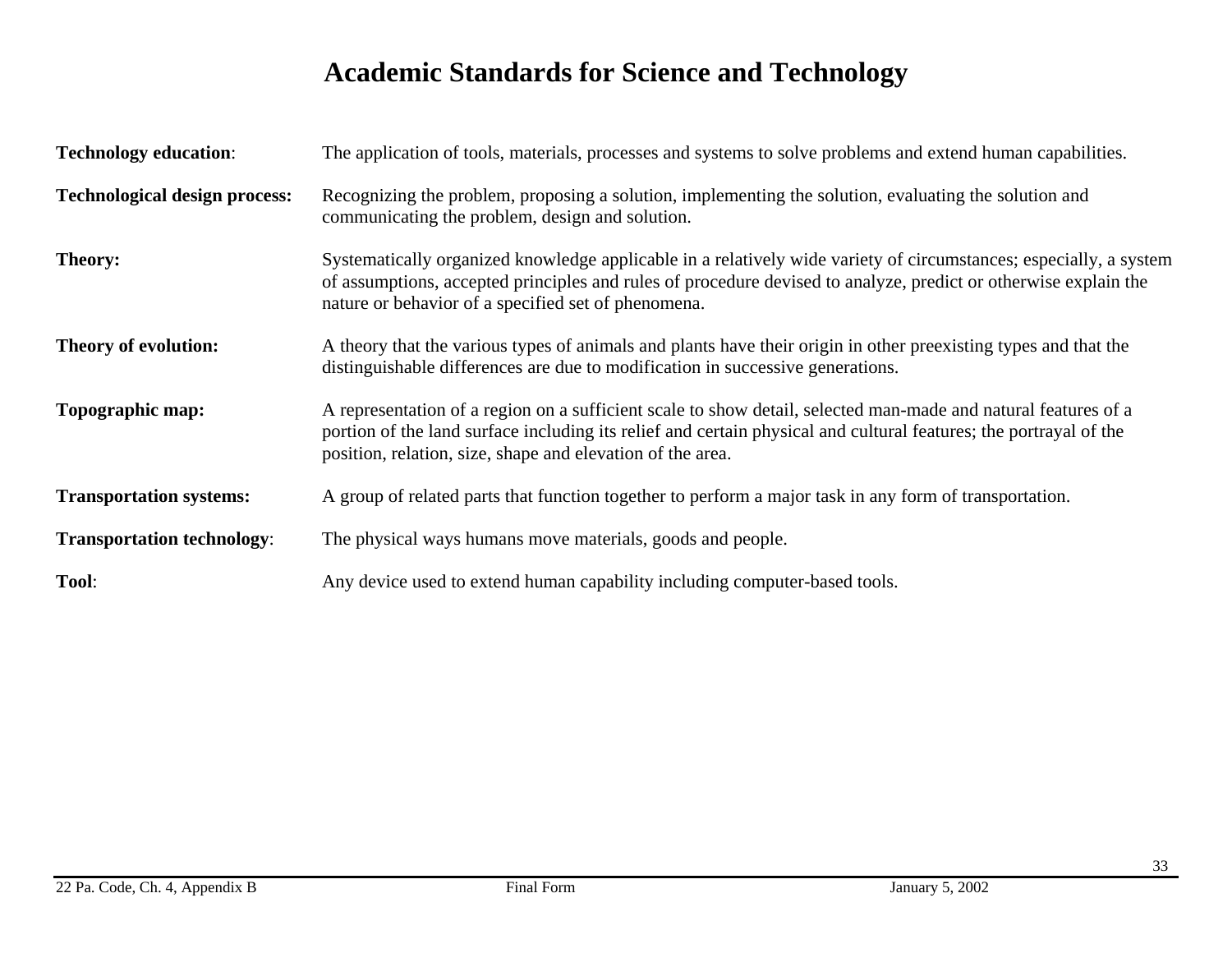# Academic Standards for Science and Technology

**Technology education**: The application of tools, materials, processes and systems to solve problems and extend human capabilities.

**Technological design process:** Recognizing the problem, proposing a solution, implementing the solution, evaluating the solution and communicating the problem, design and solution.

**Theory:** Systematically organized knowledge applicable in a relatively wide variety of circumstances; especially, a system of assumptions, accepted principles and rules of procedure devised to analyze, predict or otherwise explain the nature or behavior of a specified set of phenomena.

**Theory of evolution:** A theory that the various types of animals and plants have their origin in other preexisting types and that the distinguishable differences are due to modification in successive generations.

**Topographic map:** A representation of a region on a sufficient scale to show detail, selected man-made and natural features of a portion of the land surface including its relief and certain physical and cultural features; the portrayal of the position, relation, size, shape and elevation of the area.

**Transportation systems:** A group of related parts that function together to perform a major task in any form of transportation.

**Transportation technology**: The physical ways humans move materials, goods and people.

**Tool**: Any device used to extend human capability including computer-based tools.